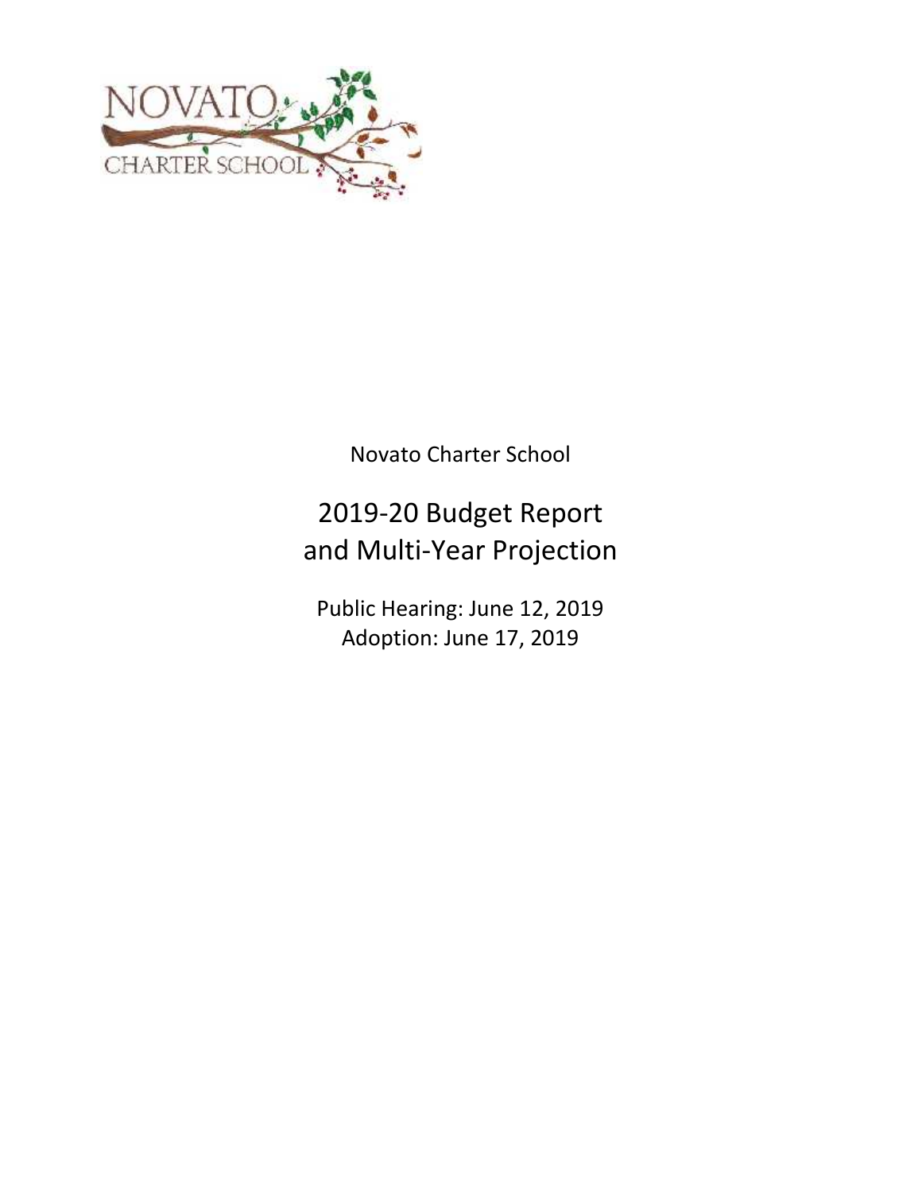Novato Charter School

# 2019-20 Budget Report and Multi-Year Projection

Public Hearing: June 12, 2019

Adoption: June 17, 2019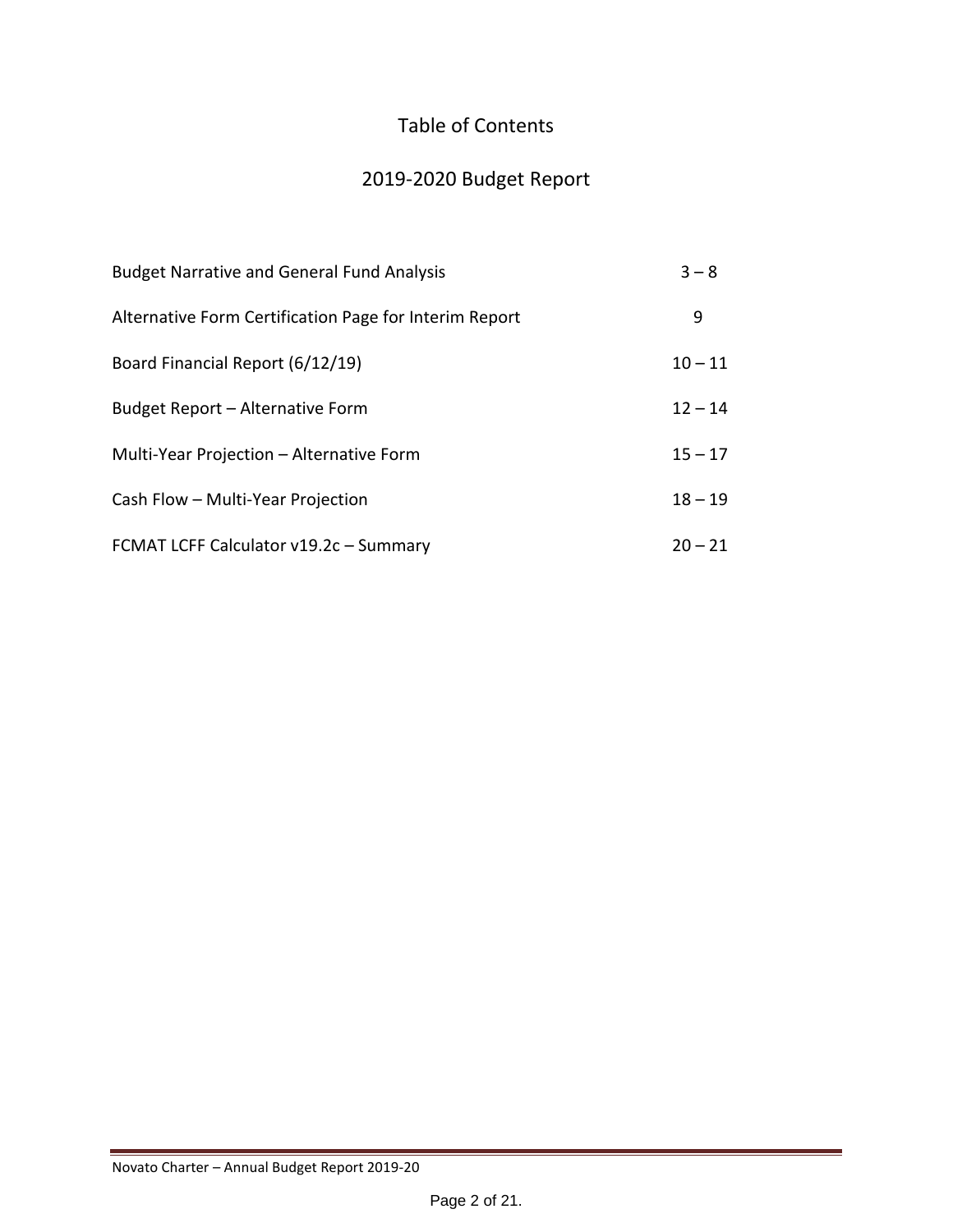# Table of Contents

## 2019-2020 Budget Report

| | |
|---|---|
| Budget Narrative and General Fund Analysis | 3 – 8 |
| Alternative Form Certification Page for Interim Report | 9 |
| Board Financial Report (6/12/19) | 10 – 11 |
| Budget Report – Alternative Form | 12 – 14 |
| Multi-Year Projection – Alternative Form | 15 – 17 |
| Cash Flow – Multi-Year Projection | 18 – 19 |
| FCMAT LCFF Calculator v19.2c – Summary | 20 – 21 |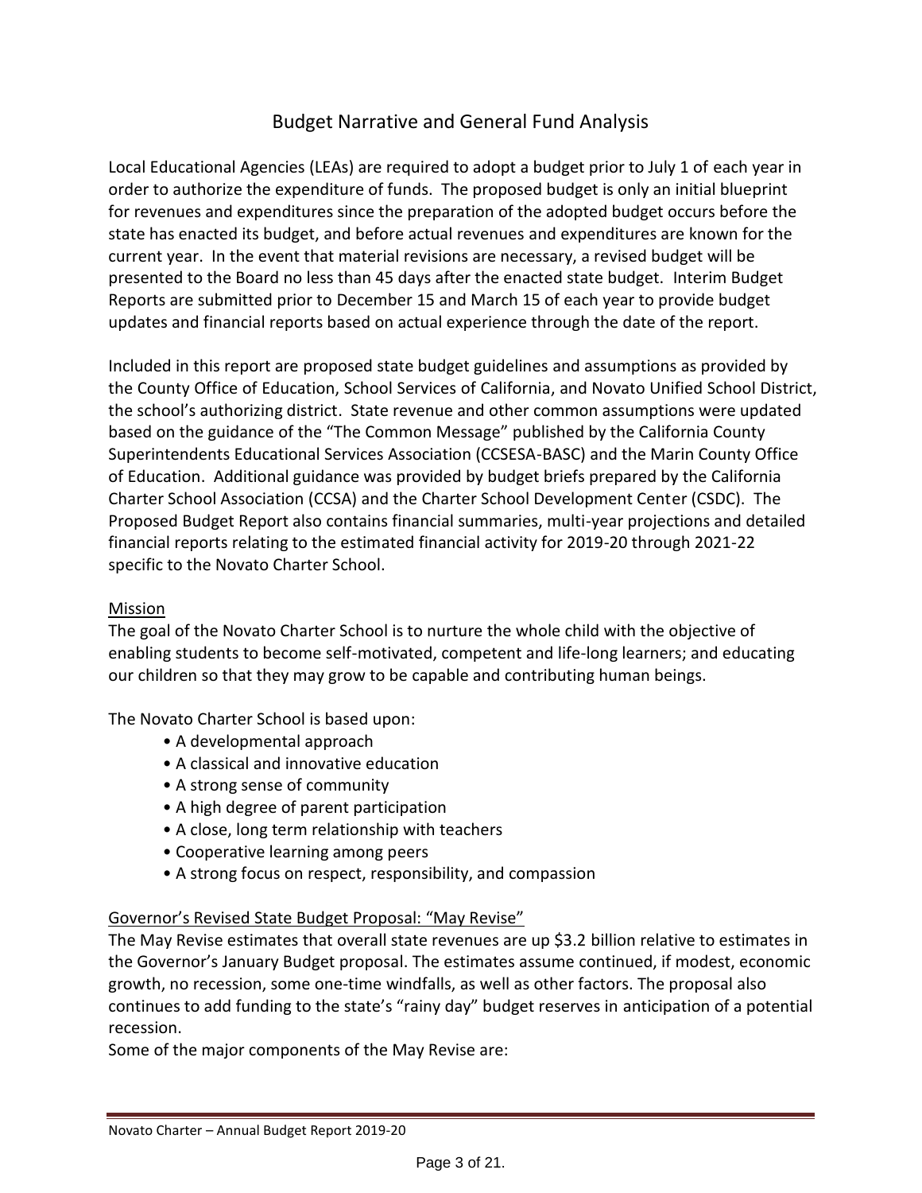# Budget Narrative and General Fund Analysis

Local Educational Agencies (LEAs) are required to adopt a budget prior to July 1 of each year in order to authorize the expenditure of funds. The proposed budget is only an initial blueprint for revenues and expenditures since the preparation of the adopted budget occurs before the state has enacted its budget, and before actual revenues and expenditures are known for the current year. In the event that material revisions are necessary, a revised budget will be presented to the Board no less than 45 days after the enacted state budget. Interim Budget Reports are submitted prior to December 15 and March 15 of each year to provide budget updates and financial reports based on actual experience through the date of the report.

Included in this report are proposed state budget guidelines and assumptions as provided by the County Office of Education, School Services of California, and Novato Unified School District, the school's authorizing district. State revenue and other common assumptions were updated based on the guidance of the "The Common Message" published by the California County Superintendents Educational Services Association (CCSESA-BASC) and the Marin County Office of Education. Additional guidance was provided by budget briefs prepared by the California Charter School Association (CCSA) and the Charter School Development Center (CSDC). The Proposed Budget Report also contains financial summaries, multi-year projections and detailed financial reports relating to the estimated financial activity for 2019-20 through 2021-22 specific to the Novato Charter School.

## Mission

The goal of the Novato Charter School is to nurture the whole child with the objective of enabling students to become self-motivated, competent and life-long learners; and educating our children so that they may grow to be capable and contributing human beings.

The Novato Charter School is based upon:

- A developmental approach
- A classical and innovative education
- A strong sense of community
- A high degree of parent participation
- A close, long term relationship with teachers
- Cooperative learning among peers
- A strong focus on respect, responsibility, and compassion

## Governor's Revised State Budget Proposal: "May Revise"

The May Revise estimates that overall state revenues are up $3.2 billion relative to estimates in the Governor's January Budget proposal. The estimates assume continued, if modest, economic growth, no recession, some one-time windfalls, as well as other factors. The proposal also continues to add funding to the state's "rainy day" budget reserves in anticipation of a potential recession.

Some of the major components of the May Revise are: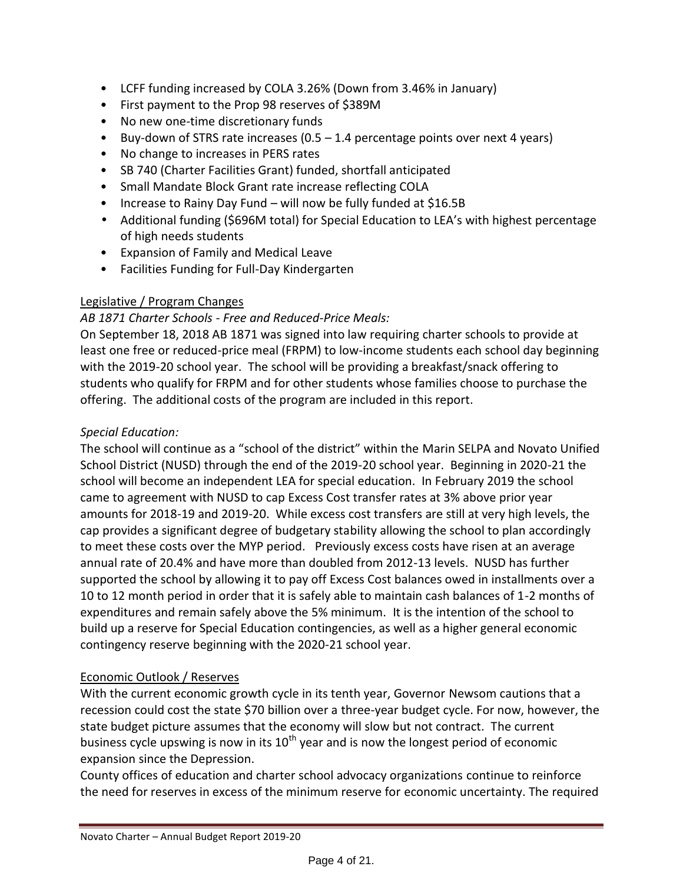- LCFF funding increased by COLA 3.26% (Down from 3.46% in January)
- First payment to the Prop 98 reserves of $389M
- No new one-time discretionary funds
- Buy-down of STRS rate increases (0.5 – 1.4 percentage points over next 4 years)
- No change to increases in PERS rates
- SB 740 (Charter Facilities Grant) funded, shortfall anticipated
- Small Mandate Block Grant rate increase reflecting COLA
- Increase to Rainy Day Fund – will now be fully funded at $16.5B
- Additional funding ($696M total) for Special Education to LEA's with highest percentage of high needs students
- Expansion of Family and Medical Leave
- Facilities Funding for Full-Day Kindergarten

## Legislative / Program Changes

*AB 1871 Charter Schools - Free and Reduced-Price Meals:*

On September 18, 2018 AB 1871 was signed into law requiring charter schools to provide at least one free or reduced-price meal (FRPM) to low-income students each school day beginning with the 2019-20 school year. The school will be providing a breakfast/snack offering to students who qualify for FRPM and for other students whose families choose to purchase the offering. The additional costs of the program are included in this report.

*Special Education:*

The school will continue as a "school of the district" within the Marin SELPA and Novato Unified School District (NUSD) through the end of the 2019-20 school year. Beginning in 2020-21 the school will become an independent LEA for special education. In February 2019 the school came to agreement with NUSD to cap Excess Cost transfer rates at 3% above prior year amounts for 2018-19 and 2019-20. While excess cost transfers are still at very high levels, the cap provides a significant degree of budgetary stability allowing the school to plan accordingly to meet these costs over the MYP period. Previously excess costs have risen at an average annual rate of 20.4% and have more than doubled from 2012-13 levels. NUSD has further supported the school by allowing it to pay off Excess Cost balances owed in installments over a 10 to 12 month period in order that it is safely able to maintain cash balances of 1-2 months of expenditures and remain safely above the 5% minimum. It is the intention of the school to build up a reserve for Special Education contingencies, as well as a higher general economic contingency reserve beginning with the 2020-21 school year.

## Economic Outlook / Reserves

With the current economic growth cycle in its tenth year, Governor Newsom cautions that a recession could cost the state $70 billion over a three-year budget cycle. For now, however, the state budget picture assumes that the economy will slow but not contract. The current business cycle upswing is now in its 10th year and is now the longest period of economic expansion since the Depression.

County offices of education and charter school advocacy organizations continue to reinforce the need for reserves in excess of the minimum reserve for economic uncertainty. The required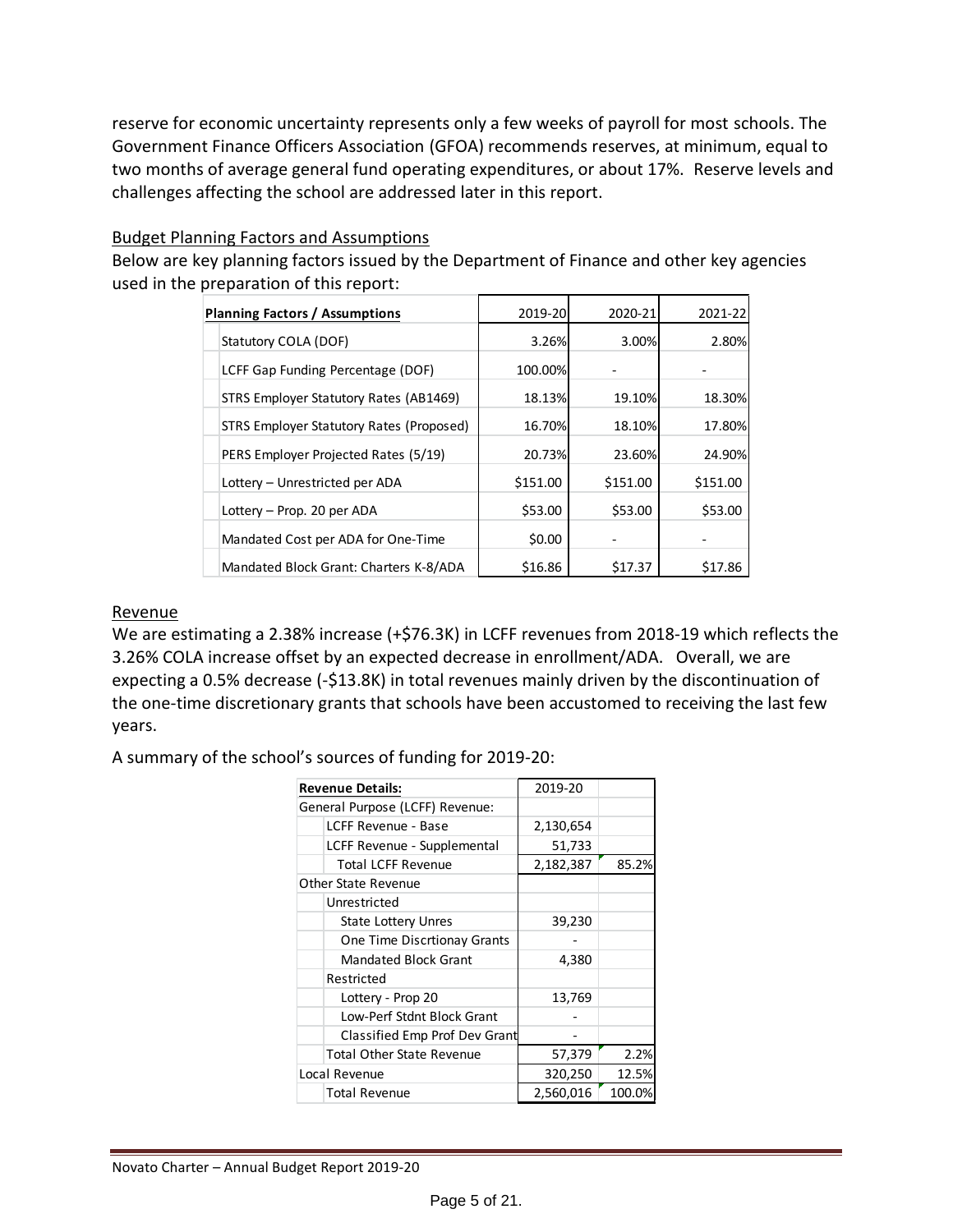reserve for economic uncertainty represents only a few weeks of payroll for most schools. The Government Finance Officers Association (GFOA) recommends reserves, at minimum, equal to two months of average general fund operating expenditures, or about 17%. Reserve levels and challenges affecting the school are addressed later in this report.

## Budget Planning Factors and Assumptions

Below are key planning factors issued by the Department of Finance and other key agencies used in the preparation of this report:

| Planning Factors / Assumptions | 2019-20 | 2020-21 | 2021-22 |
|---|---|---|---|
| Statutory COLA (DOF) | 3.26% | 3.00% | 2.80% |
| LCFF Gap Funding Percentage (DOF) | 100.00% | - | - |
| STRS Employer Statutory Rates (AB1469) | 18.13% | 19.10% | 18.30% |
| STRS Employer Statutory Rates (Proposed) | 16.70% | 18.10% | 17.80% |
| PERS Employer Projected Rates (5/19) | 20.73% | 23.60% | 24.90% |
| Lottery – Unrestricted per ADA | $151.00 | $151.00 | $151.00 |
| Lottery – Prop. 20 per ADA | $53.00 | $53.00 | $53.00 |
| Mandated Cost per ADA for One-Time | $0.00 | - | - |
| Mandated Block Grant: Charters K-8/ADA | $16.86 | $17.37 | $17.86 |

## Revenue

We are estimating a 2.38% increase (+$76.3K) in LCFF revenues from 2018-19 which reflects the 3.26% COLA increase offset by an expected decrease in enrollment/ADA. Overall, we are expecting a 0.5% decrease (-$13.8K) in total revenues mainly driven by the discontinuation of the one-time discretionary grants that schools have been accustomed to receiving the last few years.

A summary of the school's sources of funding for 2019-20:

| Revenue Details: | 2019-20 | |
|---|---|---|
| General Purpose (LCFF) Revenue: | | |
| LCFF Revenue - Base | 2,130,654 | |
| LCFF Revenue - Supplemental | 51,733 | |
| Total LCFF Revenue | 2,182,387 | 85.2% |
| Other State Revenue | | |
| Unrestricted | | |
| State Lottery Unres | 39,230 | |
| One Time Discrtionay Grants | - | |
| Mandated Block Grant | 4,380 | |
| Restricted | | |
| Lottery - Prop 20 | 13,769 | |
| Low-Perf Stdnt Block Grant | - | |
| Classified Emp Prof Dev Grant | - | |
| Total Other State Revenue | 57,379 | 2.2% |
| Local Revenue | 320,250 | 12.5% |
| Total Revenue | 2,560,016 | 100.0% |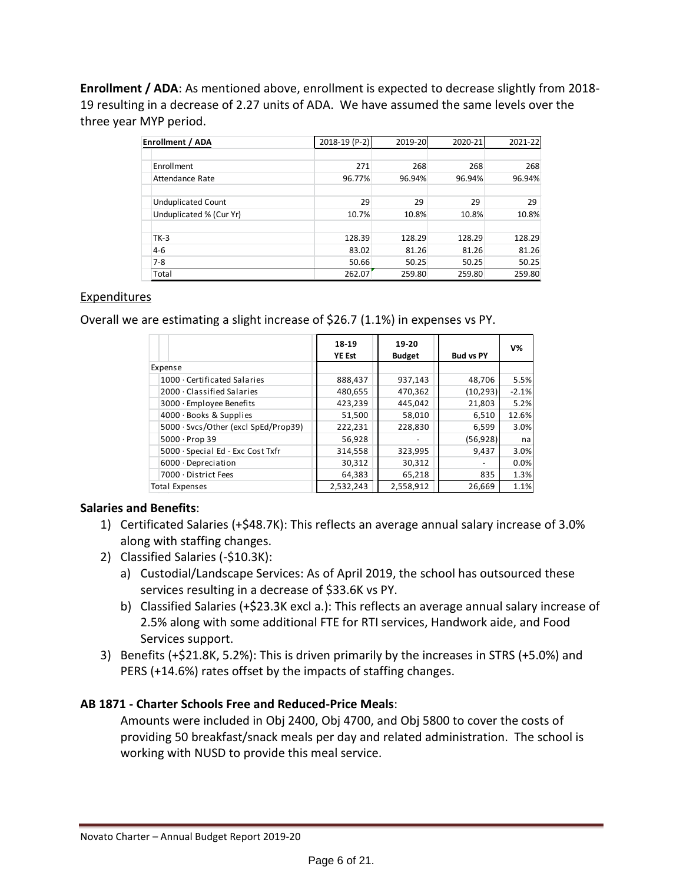**Enrollment / ADA**: As mentioned above, enrollment is expected to decrease slightly from 2018-19 resulting in a decrease of 2.27 units of ADA. We have assumed the same levels over the three year MYP period.

| Enrollment / ADA | 2018-19 (P-2) | 2019-20 | 2020-21 | 2021-22 |
|---|---|---|---|---|
| Enrollment | 271 | 268 | 268 | 268 |
| Attendance Rate | 96.77% | 96.94% | 96.94% | 96.94% |
| Unduplicated Count | 29 | 29 | 29 | 29 |
| Unduplicated % (Cur Yr) | 10.7% | 10.8% | 10.8% | 10.8% |
| TK-3 | 128.39 | 128.29 | 128.29 | 128.29 |
| 4-6 | 83.02 | 81.26 | 81.26 | 81.26 |
| 7-8 | 50.66 | 50.25 | 50.25 | 50.25 |
| Total | 262.07 | 259.80 | 259.80 | 259.80 |

## Expenditures

Overall we are estimating a slight increase of $26.7 (1.1%) in expenses vs PY.

| | 18-19 YE Est | 19-20 Budget | Bud vs PY | V% |
|---|---|---|---|---|
| Expense | | | | |
| 1000 · Certificated Salaries | 888,437 | 937,143 | 48,706 | 5.5% |
| 2000 · Classified Salaries | 480,655 | 470,362 | (10,293) | -2.1% |
| 3000 · Employee Benefits | 423,239 | 445,042 | 21,803 | 5.2% |
| 4000 · Books & Supplies | 51,500 | 58,010 | 6,510 | 12.6% |
| 5000 · Svcs/Other (excl SpEd/Prop39) | 222,231 | 228,830 | 6,599 | 3.0% |
| 5000 · Prop 39 | 56,928 | - | (56,928) | na |
| 5000 · Special Ed - Exc Cost Txfr | 314,558 | 323,995 | 9,437 | 3.0% |
| 6000 · Depreciation | 30,312 | 30,312 | - | 0.0% |
| 7000 · District Fees | 64,383 | 65,218 | 835 | 1.3% |
| Total Expenses | 2,532,243 | 2,558,912 | 26,669 | 1.1% |

**Salaries and Benefits**:

1) Certificated Salaries (+$48.7K): This reflects an average annual salary increase of 3.0% along with staffing changes.
2) Classified Salaries (-$10.3K):
   a) Custodial/Landscape Services: As of April 2019, the school has outsourced these services resulting in a decrease of $33.6K vs PY.
   b) Classified Salaries (+$23.3K excl a.): This reflects an average annual salary increase of 2.5% along with some additional FTE for RTI services, Handwork aide, and Food Services support.
3) Benefits (+$21.8K, 5.2%): This is driven primarily by the increases in STRS (+5.0%) and PERS (+14.6%) rates offset by the impacts of staffing changes.

**AB 1871 - Charter Schools Free and Reduced-Price Meals**:

Amounts were included in Obj 2400, Obj 4700, and Obj 5800 to cover the costs of providing 50 breakfast/snack meals per day and related administration. The school is working with NUSD to provide this meal service.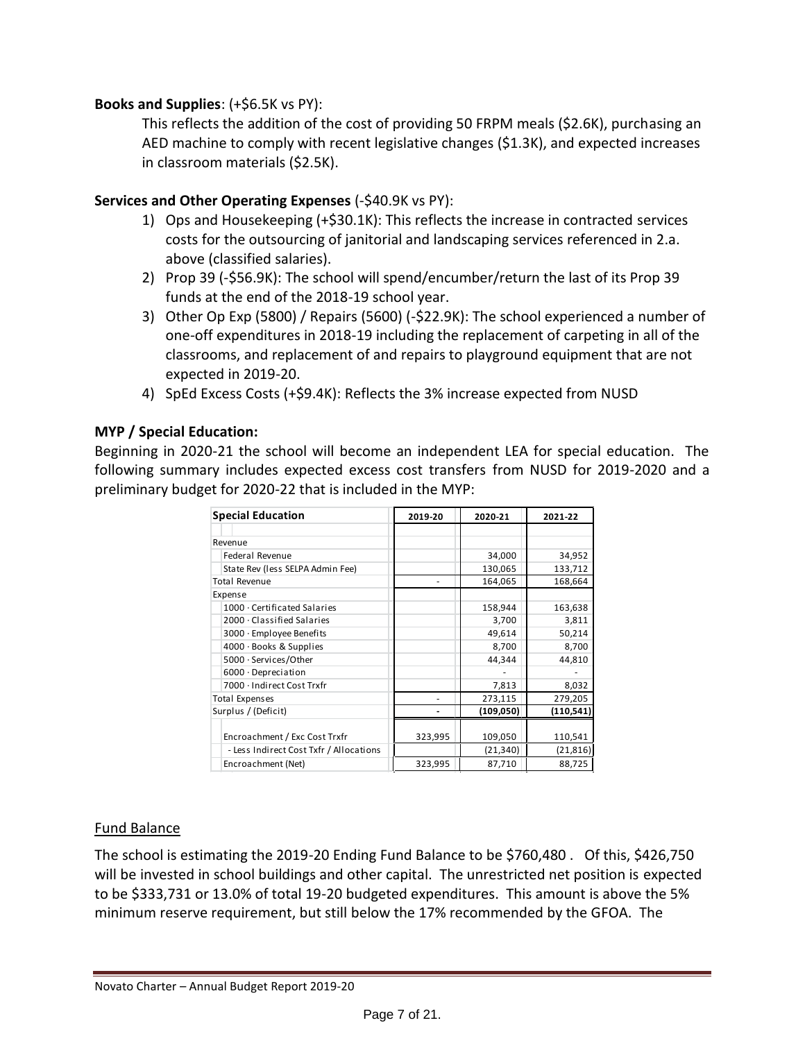**Books and Supplies**: (+$6.5K vs PY):

This reflects the addition of the cost of providing 50 FRPM meals ($2.6K), purchasing an AED machine to comply with recent legislative changes ($1.3K), and expected increases in classroom materials ($2.5K).

**Services and Other Operating Expenses** (-$40.9K vs PY):

1) Ops and Housekeeping (+$30.1K): This reflects the increase in contracted services costs for the outsourcing of janitorial and landscaping services referenced in 2.a. above (classified salaries).
2) Prop 39 (-$56.9K): The school will spend/encumber/return the last of its Prop 39 funds at the end of the 2018-19 school year.
3) Other Op Exp (5800) / Repairs (5600) (-$22.9K): The school experienced a number of one-off expenditures in 2018-19 including the replacement of carpeting in all of the classrooms, and replacement of and repairs to playground equipment that are not expected in 2019-20.
4) SpEd Excess Costs (+$9.4K): Reflects the 3% increase expected from NUSD

**MYP / Special Education:**

Beginning in 2020-21 the school will become an independent LEA for special education. The following summary includes expected excess cost transfers from NUSD for 2019-2020 and a preliminary budget for 2020-22 that is included in the MYP:

| Special Education | 2019-20 | 2020-21 | 2021-22 |
|---|---|---|---|
| Revenue | | | |
| Federal Revenue | | 34,000 | 34,952 |
| State Rev (less SELPA Admin Fee) | | 130,065 | 133,712 |
| Total Revenue | - | 164,065 | 168,664 |
| Expense | | | |
| 1000 · Certificated Salaries | | 158,944 | 163,638 |
| 2000 · Classified Salaries | | 3,700 | 3,811 |
| 3000 · Employee Benefits | | 49,614 | 50,214 |
| 4000 · Books & Supplies | | 8,700 | 8,700 |
| 5000 · Services/Other | | 44,344 | 44,810 |
| 6000 · Depreciation | | - | - |
| 7000 · Indirect Cost Trxfr | | 7,813 | 8,032 |
| Total Expenses | - | 273,115 | 279,205 |
| Surplus / (Deficit) | - | (109,050) | (110,541) |
| Encroachment / Exc Cost Trxfr | 323,995 | 109,050 | 110,541 |
| - Less Indirect Cost Txfr / Allocations | | (21,340) | (21,816) |
| Encroachment (Net) | 323,995 | 87,710 | 88,725 |

Fund Balance

The school is estimating the 2019-20 Ending Fund Balance to be $760,480 . Of this, $426,750 will be invested in school buildings and other capital. The unrestricted net position is expected to be $333,731 or 13.0% of total 19-20 budgeted expenditures. This amount is above the 5% minimum reserve requirement, but still below the 17% recommended by the GFOA. The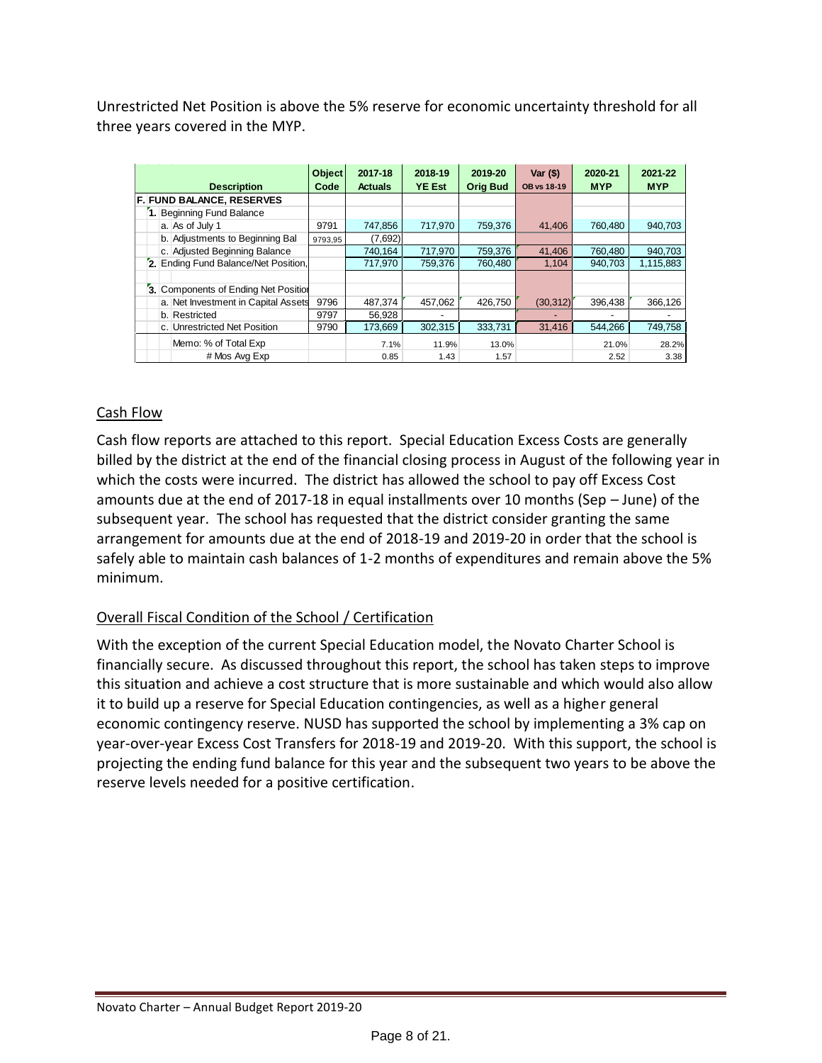Unrestricted Net Position is above the 5% reserve for economic uncertainty threshold for all three years covered in the MYP.

| Description | Object Code | 2017-18 Actuals | 2018-19 YE Est | 2019-20 Orig Bud | Var ($) OB vs 18-19 | 2020-21 MYP | 2021-22 MYP |
|---|---|---|---|---|---|---|---|
| **F. FUND BALANCE, RESERVES** | | | | | | | |
| 1. Beginning Fund Balance | | | | | | | |
| a. As of July 1 | 9791 | 747,856 | 717,970 | 759,376 | 41,406 | 760,480 | 940,703 |
| b. Adjustments to Beginning Bal | 9793,95 | (7,692) | | | | | |
| c. Adjusted Beginning Balance | | 740,164 | 717,970 | 759,376 | 41,406 | 760,480 | 940,703 |
| 2. Ending Fund Balance/Net Position, | | 717,970 | 759,376 | 760,480 | 1,104 | 940,703 | 1,115,883 |
| | | | | | | | |
| 3. Components of Ending Net Position | | | | | | | |
| a. Net Investment in Capital Assets | 9796 | 487,374 | 457,062 | 426,750 | (30,312) | 396,438 | 366,126 |
| b. Restricted | 9797 | 56,928 | - | | - | - | - |
| c. Unrestricted Net Position | 9790 | 173,669 | 302,315 | 333,731 | 31,416 | 544,266 | 749,758 |
| Memo: % of Total Exp | | 7.1% | 11.9% | 13.0% | | 21.0% | 28.2% |
| # Mos Avg Exp | | 0.85 | 1.43 | 1.57 | | 2.52 | 3.38 |

## Cash Flow

Cash flow reports are attached to this report. Special Education Excess Costs are generally billed by the district at the end of the financial closing process in August of the following year in which the costs were incurred. The district has allowed the school to pay off Excess Cost amounts due at the end of 2017-18 in equal installments over 10 months (Sep – June) of the subsequent year. The school has requested that the district consider granting the same arrangement for amounts due at the end of 2018-19 and 2019-20 in order that the school is safely able to maintain cash balances of 1-2 months of expenditures and remain above the 5% minimum.

## Overall Fiscal Condition of the School / Certification

With the exception of the current Special Education model, the Novato Charter School is financially secure. As discussed throughout this report, the school has taken steps to improve this situation and achieve a cost structure that is more sustainable and which would also allow it to build up a reserve for Special Education contingencies, as well as a higher general economic contingency reserve. NUSD has supported the school by implementing a 3% cap on year-over-year Excess Cost Transfers for 2018-19 and 2019-20. With this support, the school is projecting the ending fund balance for this year and the subsequent two years to be above the reserve levels needed for a positive certification.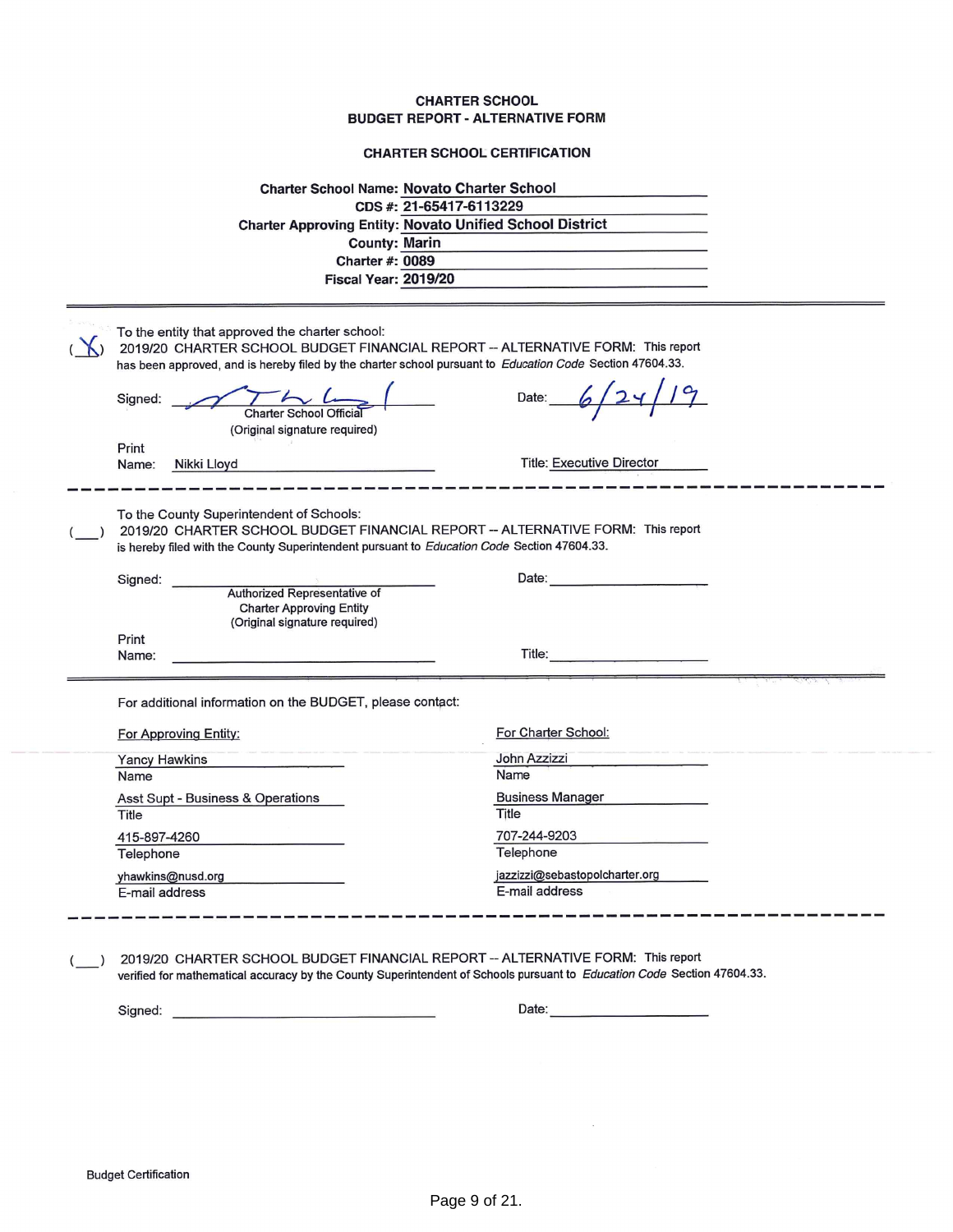**CHARTER SCHOOL**
**BUDGET REPORT - ALTERNATIVE FORM**

**CHARTER SCHOOL CERTIFICATION**

**Charter School Name:** Novato Charter School
**CDS #:** 21-65417-6113229
**Charter Approving Entity:** Novato Unified School District
**County:** Marin
**Charter #:** 0089
**Fiscal Year:** 2019/20

---

To the entity that approved the charter school:

( X ) 2019/20 CHARTER SCHOOL BUDGET FINANCIAL REPORT -- ALTERNATIVE FORM: This report has been approved, and is hereby filed by the charter school pursuant to *Education Code* Section 47604.33.

Signed: ______________________ Date: 6/24/19
Charter School Official
(Original signature required)

Print Name: Nikki Lloyd Title: Executive Director

---

To the County Superintendent of Schools:

( ___ ) 2019/20 CHARTER SCHOOL BUDGET FINANCIAL REPORT -- ALTERNATIVE FORM: This report is hereby filed with the County Superintendent pursuant to *Education Code* Section 47604.33.

Signed: ______________________ Date: ______________________
Authorized Representative of
Charter Approving Entity
(Original signature required)

Print Name: ______________________ Title: ______________________

---

For additional information on the BUDGET, please contact:

| For Approving Entity: | For Charter School: |
|---|---|
| Yancy Hawkins | John Azzizzi |
| Name | Name |
| Asst Supt - Business & Operations | Business Manager |
| Title | Title |
| 415-897-4260 | 707-244-9203 |
| Telephone | Telephone |
| yhawkins@nusd.org | jazzizzi@sebastopolcharter.org |
| E-mail address | E-mail address |

---

( ___ ) 2019/20 CHARTER SCHOOL BUDGET FINANCIAL REPORT -- ALTERNATIVE FORM: This report verified for mathematical accuracy by the County Superintendent of Schools pursuant to *Education Code* Section 47604.33.

Signed: ______________________ Date: ______________________

Budget Certification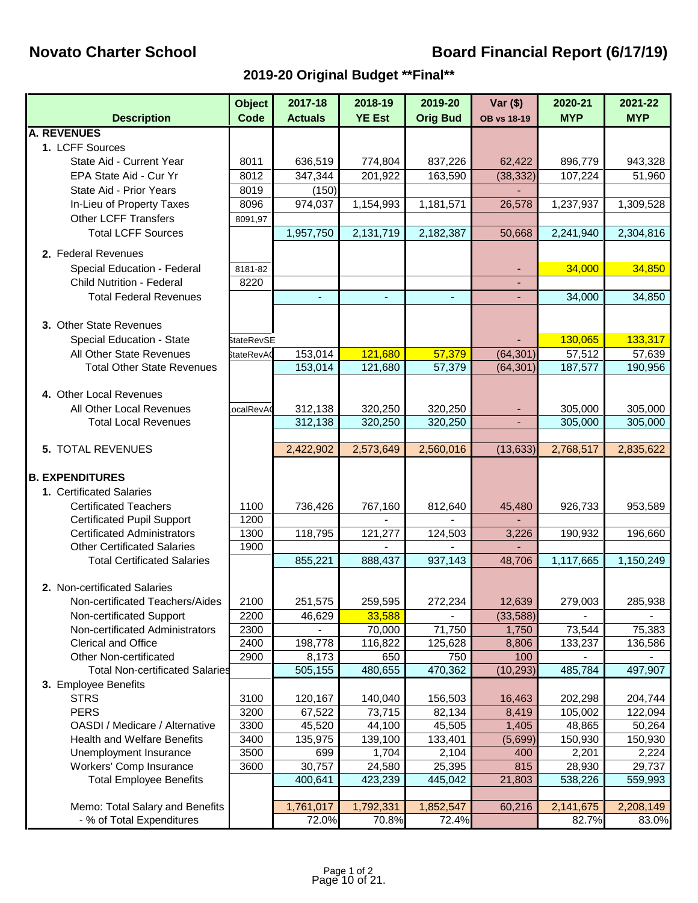# Novato Charter School

## Board Financial Report (6/17/19)

### 2019-20 Original Budget **Final**

| Description | Object Code | 2017-18 Actuals | 2018-19 YE Est | 2019-20 Orig Bud | Var ($) OB vs 18-19 | 2020-21 MYP | 2021-22 MYP |
|---|---|---|---|---|---|---|---|
| **A. REVENUES** | | | | | | | |
| 1. LCFF Sources | | | | | | | |
| State Aid - Current Year | 8011 | 636,519 | 774,804 | 837,226 | 62,422 | 896,779 | 943,328 |
| EPA State Aid - Cur Yr | 8012 | 347,344 | 201,922 | 163,590 | (38,332) | 107,224 | 51,960 |
| State Aid - Prior Years | 8019 | (150) | | | - | | |
| In-Lieu of Property Taxes | 8096 | 974,037 | 1,154,993 | 1,181,571 | 26,578 | 1,237,937 | 1,309,528 |
| Other LCFF Transfers | 8091,97 | | | | | | |
| Total LCFF Sources | | 1,957,750 | 2,131,719 | 2,182,387 | 50,668 | 2,241,940 | 2,304,816 |
| 2. Federal Revenues | | | | | | | |
| Special Education - Federal | 8181-82 | | | | - | 34,000 | 34,850 |
| Child Nutrition - Federal | 8220 | | | | - | | |
| Total Federal Revenues | | - | - | - | - | 34,000 | 34,850 |
| 3. Other State Revenues | | | | | | | |
| Special Education - State | StateRevSE | | | | - | 130,065 | 133,317 |
| All Other State Revenues | StateRevAO | 153,014 | 121,680 | 57,379 | (64,301) | 57,512 | 57,639 |
| Total Other State Revenues | | 153,014 | 121,680 | 57,379 | (64,301) | 187,577 | 190,956 |
| 4. Other Local Revenues | | | | | | | |
| All Other Local Revenues | LocalRevAO | 312,138 | 320,250 | 320,250 | - | 305,000 | 305,000 |
| Total Local Revenues | | 312,138 | 320,250 | 320,250 | - | 305,000 | 305,000 |
| 5. TOTAL REVENUES | | 2,422,902 | 2,573,649 | 2,560,016 | (13,633) | 2,768,517 | 2,835,622 |
| **B. EXPENDITURES** | | | | | | | |
| 1. Certificated Salaries | | | | | | | |
| Certificated Teachers | 1100 | 736,426 | 767,160 | 812,640 | 45,480 | 926,733 | 953,589 |
| Certificated Pupil Support | 1200 | | - | - | - | | |
| Certificated Administrators | 1300 | 118,795 | 121,277 | 124,503 | 3,226 | 190,932 | 196,660 |
| Other Certificated Salaries | 1900 | | - | - | - | | |
| Total Certificated Salaries | | 855,221 | 888,437 | 937,143 | 48,706 | 1,117,665 | 1,150,249 |
| 2. Non-certificated Salaries | | | | | | | |
| Non-certificated Teachers/Aides | 2100 | 251,575 | 259,595 | 272,234 | 12,639 | 279,003 | 285,938 |
| Non-certificated Support | 2200 | 46,629 | 33,588 | - | (33,588) | - | - |
| Non-certificated Administrators | 2300 | - | 70,000 | 71,750 | 1,750 | 73,544 | 75,383 |
| Clerical and Office | 2400 | 198,778 | 116,822 | 125,628 | 8,806 | 133,237 | 136,586 |
| Other Non-certificated | 2900 | 8,173 | 650 | 750 | 100 | - | - |
| Total Non-certificated Salaries | | 505,155 | 480,655 | 470,362 | (10,293) | 485,784 | 497,907 |
| 3. Employee Benefits | | | | | | | |
| STRS | 3100 | 120,167 | 140,040 | 156,503 | 16,463 | 202,298 | 204,744 |
| PERS | 3200 | 67,522 | 73,715 | 82,134 | 8,419 | 105,002 | 122,094 |
| OASDI / Medicare / Alternative | 3300 | 45,520 | 44,100 | 45,505 | 1,405 | 48,865 | 50,264 |
| Health and Welfare Benefits | 3400 | 135,975 | 139,100 | 133,401 | (5,699) | 150,930 | 150,930 |
| Unemployment Insurance | 3500 | 699 | 1,704 | 2,104 | 400 | 2,201 | 2,224 |
| Workers' Comp Insurance | 3600 | 30,757 | 24,580 | 25,395 | 815 | 28,930 | 29,737 |
| Total Employee Benefits | | 400,641 | 423,239 | 445,042 | 21,803 | 538,226 | 559,993 |
| Memo: Total Salary and Benefits | | 1,761,017 | 1,792,331 | 1,852,547 | 60,216 | 2,141,675 | 2,208,149 |
| - % of Total Expenditures | | 72.0% | 70.8% | 72.4% | | 82.7% | 83.0% |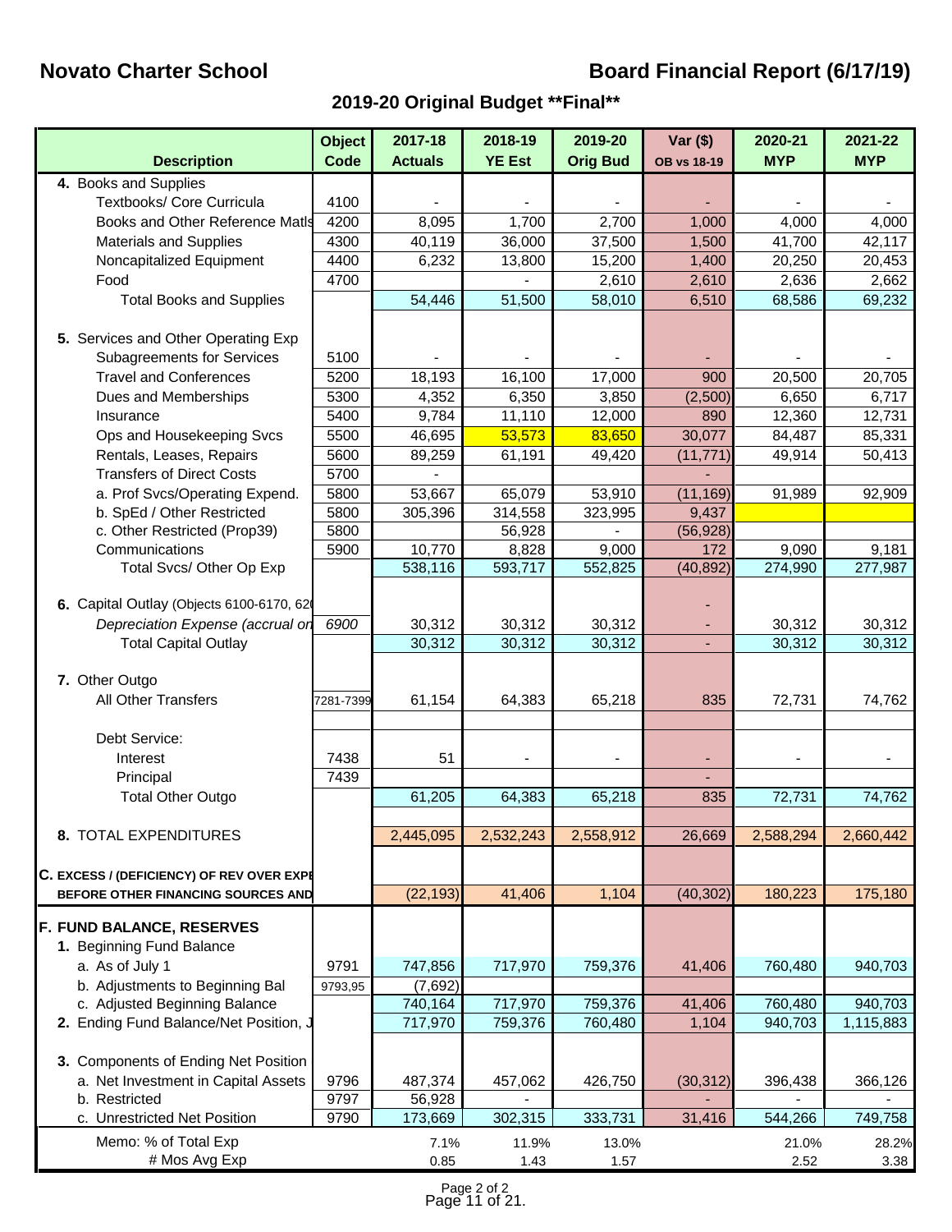**Novato Charter School** **Board Financial Report (6/17/19)**

## 2019-20 Original Budget **Final**

| Description | Object Code | 2017-18 Actuals | 2018-19 YE Est | 2019-20 Orig Bud | Var ($) OB vs 18-19 | 2020-21 MYP | 2021-22 MYP |
|---|---|---|---|---|---|---|---|
| **4.** Books and Supplies | | | | | | | |
| Textbooks/ Core Curricula | 4100 | - | - | - | - | - | - |
| Books and Other Reference Matls | 4200 | 8,095 | 1,700 | 2,700 | 1,000 | 4,000 | 4,000 |
| Materials and Supplies | 4300 | 40,119 | 36,000 | 37,500 | 1,500 | 41,700 | 42,117 |
| Noncapitalized Equipment | 4400 | 6,232 | 13,800 | 15,200 | 1,400 | 20,250 | 20,453 |
| Food | 4700 | | - | 2,610 | 2,610 | 2,636 | 2,662 |
| Total Books and Supplies | | 54,446 | 51,500 | 58,010 | 6,510 | 68,586 | 69,232 |
| **5.** Services and Other Operating Exp | | | | | | | |
| Subagreements for Services | 5100 | - | - | - | - | - | - |
| Travel and Conferences | 5200 | 18,193 | 16,100 | 17,000 | 900 | 20,500 | 20,705 |
| Dues and Memberships | 5300 | 4,352 | 6,350 | 3,850 | (2,500) | 6,650 | 6,717 |
| Insurance | 5400 | 9,784 | 11,110 | 12,000 | 890 | 12,360 | 12,731 |
| Ops and Housekeeping Svcs | 5500 | 46,695 | 53,573 | 83,650 | 30,077 | 84,487 | 85,331 |
| Rentals, Leases, Repairs | 5600 | 89,259 | 61,191 | 49,420 | (11,771) | 49,914 | 50,413 |
| Transfers of Direct Costs | 5700 | - | | | - | | |
| a. Prof Svcs/Operating Expend. | 5800 | 53,667 | 65,079 | 53,910 | (11,169) | 91,989 | 92,909 |
| b. SpEd / Other Restricted | 5800 | 305,396 | 314,558 | 323,995 | 9,437 | | |
| c. Other Restricted (Prop39) | 5800 | | 56,928 | - | (56,928) | | |
| Communications | 5900 | 10,770 | 8,828 | 9,000 | 172 | 9,090 | 9,181 |
| Total Svcs/ Other Op Exp | | 538,116 | 593,717 | 552,825 | (40,892) | 274,990 | 277,987 |
| **6.** Capital Outlay (Objects 6100-6170, 62 | | | | | - | | |
| *Depreciation Expense (accrual on* | *6900* | 30,312 | 30,312 | 30,312 | - | 30,312 | 30,312 |
| Total Capital Outlay | | 30,312 | 30,312 | 30,312 | - | 30,312 | 30,312 |
| **7.** Other Outgo | | | | | | | |
| All Other Transfers | 7281-7399 | 61,154 | 64,383 | 65,218 | 835 | 72,731 | 74,762 |
| Debt Service: | | | | | | | |
| Interest | 7438 | 51 | - | - | - | - | - |
| Principal | 7439 | | | | - | | |
| Total Other Outgo | | 61,205 | 64,383 | 65,218 | 835 | 72,731 | 74,762 |
| **8.** TOTAL EXPENDITURES | | 2,445,095 | 2,532,243 | 2,558,912 | 26,669 | 2,588,294 | 2,660,442 |
| **C.** EXCESS / (DEFICIENCY) OF REV OVER EXPE BEFORE OTHER FINANCING SOURCES AND | | (22,193) | 41,406 | 1,104 | (40,302) | 180,223 | 175,180 |
| **F. FUND BALANCE, RESERVES** | | | | | | | |
| **1.** Beginning Fund Balance | | | | | | | |
| a. As of July 1 | 9791 | 747,856 | 717,970 | 759,376 | 41,406 | 760,480 | 940,703 |
| b. Adjustments to Beginning Bal | 9793,95 | (7,692) | | | | | |
| c. Adjusted Beginning Balance | | 740,164 | 717,970 | 759,376 | 41,406 | 760,480 | 940,703 |
| **2.** Ending Fund Balance/Net Position, J | | 717,970 | 759,376 | 760,480 | 1,104 | 940,703 | 1,115,883 |
| **3.** Components of Ending Net Position | | | | | | | |
| a. Net Investment in Capital Assets | 9796 | 487,374 | 457,062 | 426,750 | (30,312) | 396,438 | 366,126 |
| b. Restricted | 9797 | 56,928 | - | | - | - | - |
| c. Unrestricted Net Position | 9790 | 173,669 | 302,315 | 333,731 | 31,416 | 544,266 | 749,758 |
| Memo: % of Total Exp | | 7.1% | 11.9% | 13.0% | | 21.0% | 28.2% |
| # Mos Avg Exp | | 0.85 | 1.43 | 1.57 | | 2.52 | 3.38 |

Page 2 of 2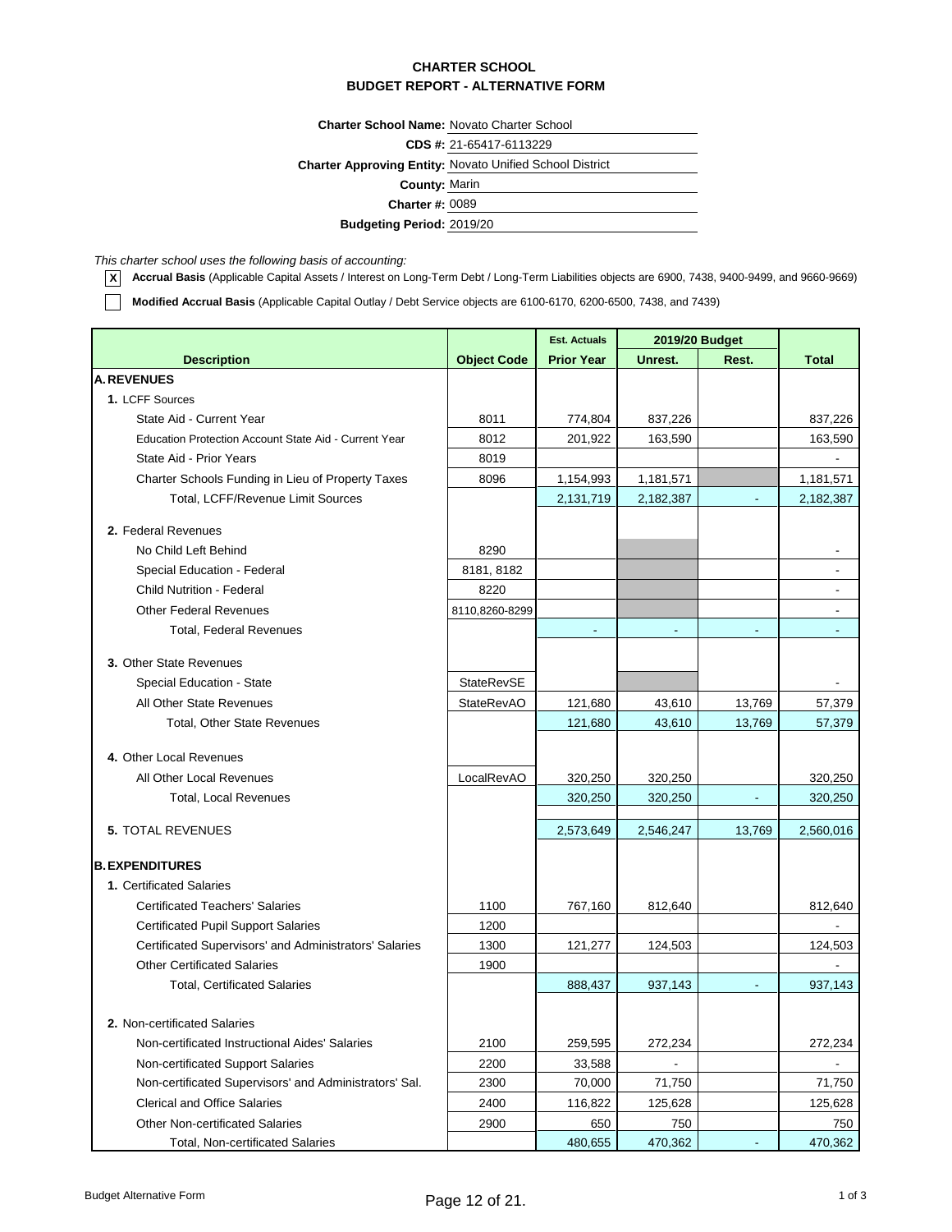**CHARTER SCHOOL**
**BUDGET REPORT - ALTERNATIVE FORM**

**Charter School Name:** Novato Charter School
**CDS #:** 21-65417-6113229
**Charter Approving Entity:** Novato Unified School District
**County:** Marin
**Charter #:** 0089
**Budgeting Period:** 2019/20

*This charter school uses the following basis of accounting:*

[X] **Accrual Basis** (Applicable Capital Assets / Interest on Long-Term Debt / Long-Term Liabilities objects are 6900, 7438, 9400-9499, and 9660-9669)

[ ] **Modified Accrual Basis** (Applicable Capital Outlay / Debt Service objects are 6100-6170, 6200-6500, 7438, and 7439)

| Description | Object Code | Est. Actuals | 2019/20 Budget | | Total |
|---|---|---|---|---|---|
| | | Prior Year | Unrest. | Rest. | |
| **A. REVENUES** | | | | | |
| **1.** LCFF Sources | | | | | |
| State Aid - Current Year | 8011 | 774,804 | 837,226 | | 837,226 |
| Education Protection Account State Aid - Current Year | 8012 | 201,922 | 163,590 | | 163,590 |
| State Aid - Prior Years | 8019 | | | | - |
| Charter Schools Funding in Lieu of Property Taxes | 8096 | 1,154,993 | 1,181,571 | | 1,181,571 |
| Total, LCFF/Revenue Limit Sources | | 2,131,719 | 2,182,387 | - | 2,182,387 |
| **2.** Federal Revenues | | | | | |
| No Child Left Behind | 8290 | | | | - |
| Special Education - Federal | 8181, 8182 | | | | - |
| Child Nutrition - Federal | 8220 | | | | - |
| Other Federal Revenues | 8110,8260-8299 | | | | - |
| Total, Federal Revenues | | - | - | - | - |
| **3.** Other State Revenues | | | | | |
| Special Education - State | StateRevSE | | | | - |
| All Other State Revenues | StateRevAO | 121,680 | 43,610 | 13,769 | 57,379 |
| Total, Other State Revenues | | 121,680 | 43,610 | 13,769 | 57,379 |
| **4.** Other Local Revenues | | | | | |
| All Other Local Revenues | LocalRevAO | 320,250 | 320,250 | | 320,250 |
| Total, Local Revenues | | 320,250 | 320,250 | - | 320,250 |
| **5.** TOTAL REVENUES | | 2,573,649 | 2,546,247 | 13,769 | 2,560,016 |
| **B. EXPENDITURES** | | | | | |
| **1.** Certificated Salaries | | | | | |
| Certificated Teachers' Salaries | 1100 | 767,160 | 812,640 | | 812,640 |
| Certificated Pupil Support Salaries | 1200 | | | | - |
| Certificated Supervisors' and Administrators' Salaries | 1300 | 121,277 | 124,503 | | 124,503 |
| Other Certificated Salaries | 1900 | | | | - |
| Total, Certificated Salaries | | 888,437 | 937,143 | - | 937,143 |
| **2.** Non-certificated Salaries | | | | | |
| Non-certificated Instructional Aides' Salaries | 2100 | 259,595 | 272,234 | | 272,234 |
| Non-certificated Support Salaries | 2200 | 33,588 | - | | - |
| Non-certificated Supervisors' and Administrators' Sal. | 2300 | 70,000 | 71,750 | | 71,750 |
| Clerical and Office Salaries | 2400 | 116,822 | 125,628 | | 125,628 |
| Other Non-certificated Salaries | 2900 | 650 | 750 | | 750 |
| Total, Non-certificated Salaries | | 480,655 | 470,362 | - | 470,362 |

Budget Alternative Form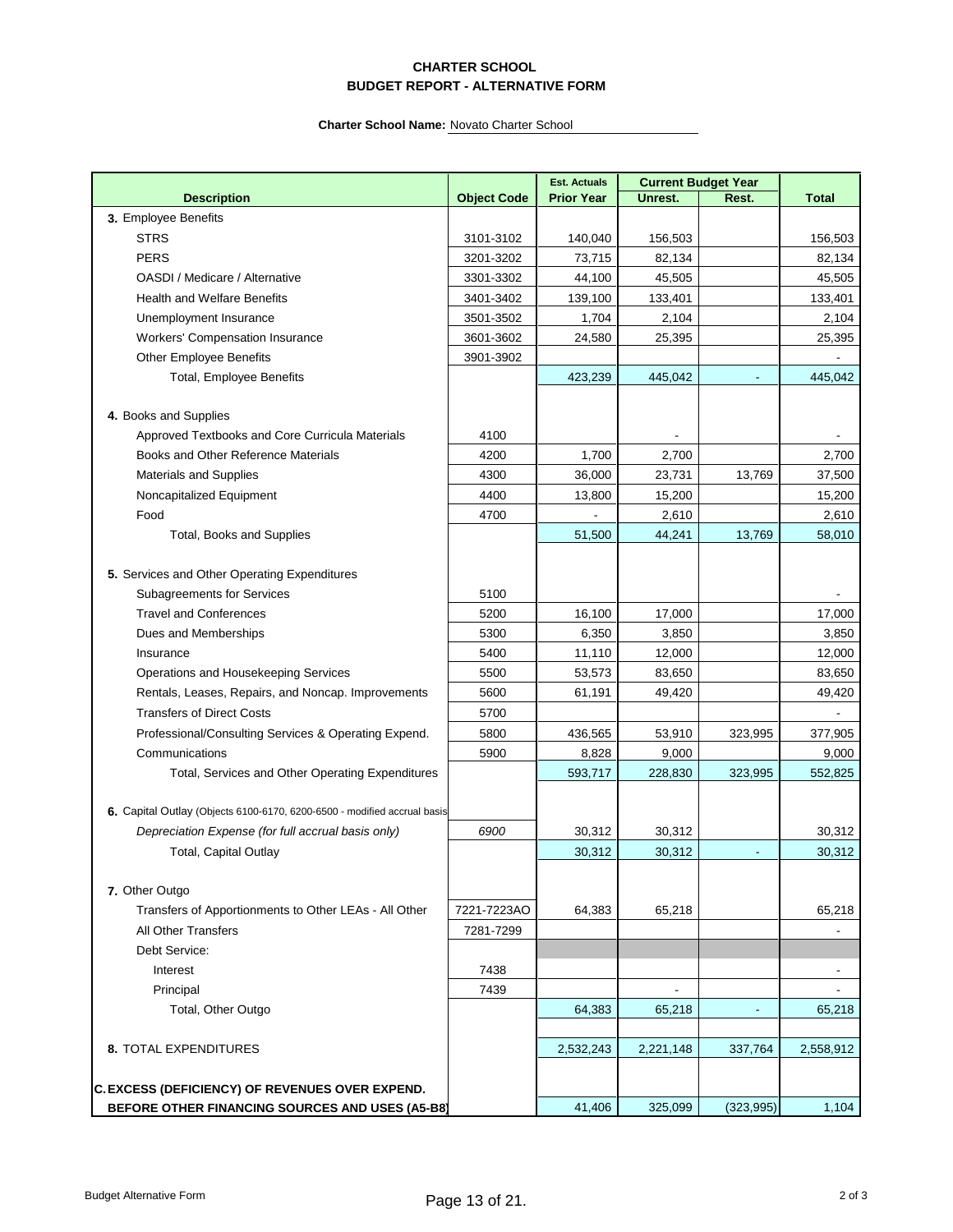**CHARTER SCHOOL**
**BUDGET REPORT - ALTERNATIVE FORM**

**Charter School Name:** Novato Charter School

| Description | Object Code | Est. Actuals Prior Year | Current Budget Year Unrest. | Current Budget Year Rest. | Total |
|---|---|---|---|---|---|
| **3.** Employee Benefits | | | | | |
| STRS | 3101-3102 | 140,040 | 156,503 | | 156,503 |
| PERS | 3201-3202 | 73,715 | 82,134 | | 82,134 |
| OASDI / Medicare / Alternative | 3301-3302 | 44,100 | 45,505 | | 45,505 |
| Health and Welfare Benefits | 3401-3402 | 139,100 | 133,401 | | 133,401 |
| Unemployment Insurance | 3501-3502 | 1,704 | 2,104 | | 2,104 |
| Workers' Compensation Insurance | 3601-3602 | 24,580 | 25,395 | | 25,395 |
| Other Employee Benefits | 3901-3902 | | | | - |
| Total, Employee Benefits | | 423,239 | 445,042 | - | 445,042 |
| **4.** Books and Supplies | | | | | |
| Approved Textbooks and Core Curricula Materials | 4100 | | - | | - |
| Books and Other Reference Materials | 4200 | 1,700 | 2,700 | | 2,700 |
| Materials and Supplies | 4300 | 36,000 | 23,731 | 13,769 | 37,500 |
| Noncapitalized Equipment | 4400 | 13,800 | 15,200 | | 15,200 |
| Food | 4700 | - | 2,610 | | 2,610 |
| Total, Books and Supplies | | 51,500 | 44,241 | 13,769 | 58,010 |
| **5.** Services and Other Operating Expenditures | | | | | |
| Subagreements for Services | 5100 | | | | - |
| Travel and Conferences | 5200 | 16,100 | 17,000 | | 17,000 |
| Dues and Memberships | 5300 | 6,350 | 3,850 | | 3,850 |
| Insurance | 5400 | 11,110 | 12,000 | | 12,000 |
| Operations and Housekeeping Services | 5500 | 53,573 | 83,650 | | 83,650 |
| Rentals, Leases, Repairs, and Noncap. Improvements | 5600 | 61,191 | 49,420 | | 49,420 |
| Transfers of Direct Costs | 5700 | | | | - |
| Professional/Consulting Services & Operating Expend. | 5800 | 436,565 | 53,910 | 323,995 | 377,905 |
| Communications | 5900 | 8,828 | 9,000 | | 9,000 |
| Total, Services and Other Operating Expenditures | | 593,717 | 228,830 | 323,995 | 552,825 |
| **6.** Capital Outlay (Objects 6100-6170, 6200-6500 - modified accrual basis | | | | | |
| *Depreciation Expense (for full accrual basis only)* | *6900* | 30,312 | 30,312 | | 30,312 |
| Total, Capital Outlay | | 30,312 | 30,312 | - | 30,312 |
| **7.** Other Outgo | | | | | |
| Transfers of Apportionments to Other LEAs - All Other | 7221-7223AO | 64,383 | 65,218 | | 65,218 |
| All Other Transfers | 7281-7299 | | | | - |
| Debt Service: | | | | | |
| Interest | 7438 | | | | - |
| Principal | 7439 | | - | | - |
| Total, Other Outgo | | 64,383 | 65,218 | - | 65,218 |
| **8.** TOTAL EXPENDITURES | | 2,532,243 | 2,221,148 | 337,764 | 2,558,912 |
| **C. EXCESS (DEFICIENCY) OF REVENUES OVER EXPEND. BEFORE OTHER FINANCING SOURCES AND USES (A5-B8)** | | 41,406 | 325,099 | (323,995) | 1,104 |

Budget Alternative Form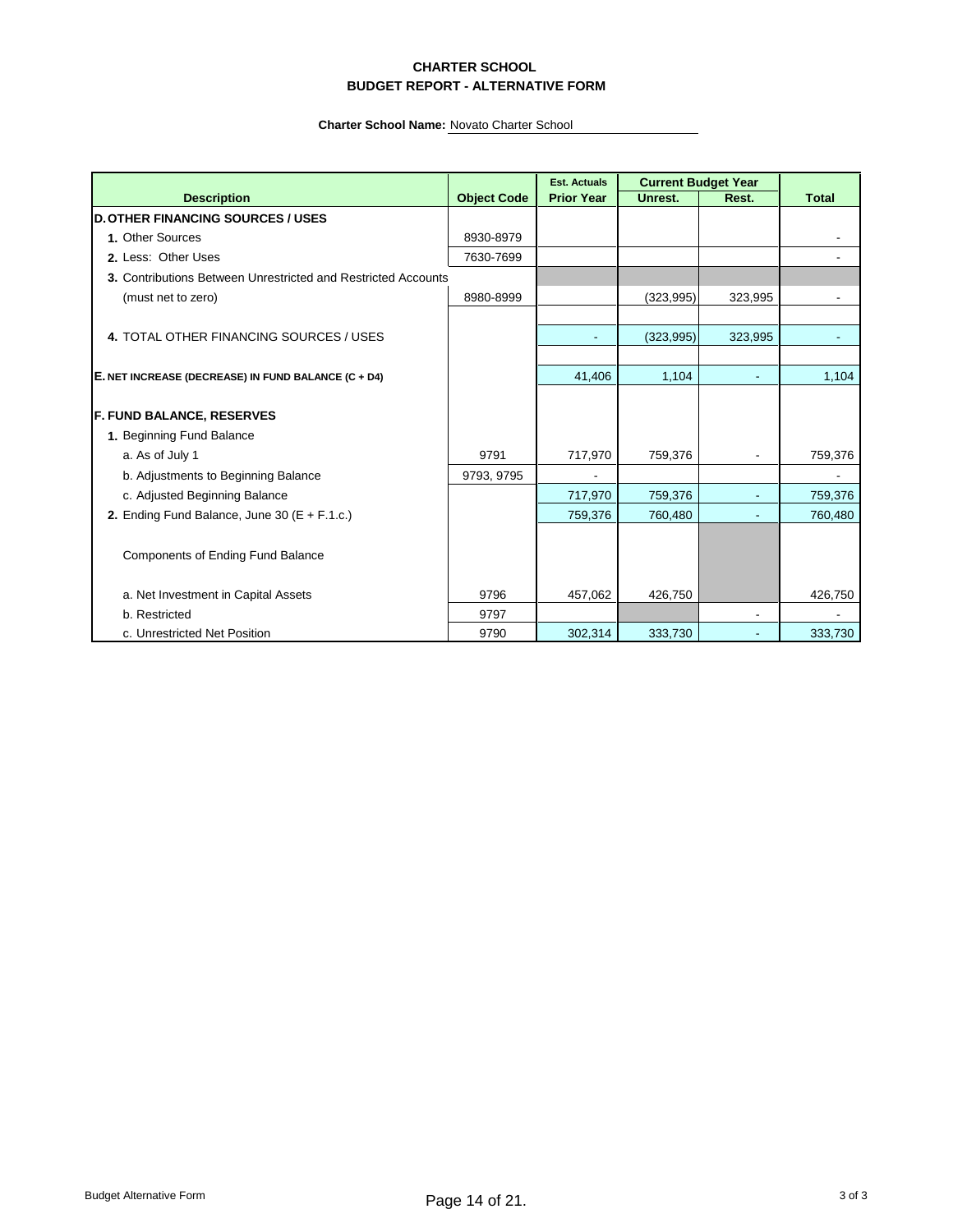**CHARTER SCHOOL**
**BUDGET REPORT - ALTERNATIVE FORM**

**Charter School Name:** Novato Charter School

| Description | Object Code | Est. Actuals Prior Year | Current Budget Year Unrest. | Current Budget Year Rest. | Total |
|---|---|---|---|---|---|
| **D. OTHER FINANCING SOURCES / USES** | | | | | |
| **1.** Other Sources | 8930-8979 | | | | - |
| **2.** Less: Other Uses | 7630-7699 | | | | - |
| **3.** Contributions Between Unrestricted and Restricted Accounts | | | | | |
| (must net to zero) | 8980-8999 | | (323,995) | 323,995 | - |
| **4.** TOTAL OTHER FINANCING SOURCES / USES | | - | (323,995) | 323,995 | - |
| **E. NET INCREASE (DECREASE) IN FUND BALANCE (C + D4)** | | 41,406 | 1,104 | - | 1,104 |
| **F. FUND BALANCE, RESERVES** | | | | | |
| **1.** Beginning Fund Balance | | | | | |
| a. As of July 1 | 9791 | 717,970 | 759,376 | - | 759,376 |
| b. Adjustments to Beginning Balance | 9793, 9795 | - | | | - |
| c. Adjusted Beginning Balance | | 717,970 | 759,376 | - | 759,376 |
| **2.** Ending Fund Balance, June 30 (E + F.1.c.) | | 759,376 | 760,480 | - | 760,480 |
| Components of Ending Fund Balance | | | | | |
| a. Net Investment in Capital Assets | 9796 | 457,062 | 426,750 | | 426,750 |
| b. Restricted | 9797 | | | - | - |
| c. Unrestricted Net Position | 9790 | 302,314 | 333,730 | - | 333,730 |

Budget Alternative Form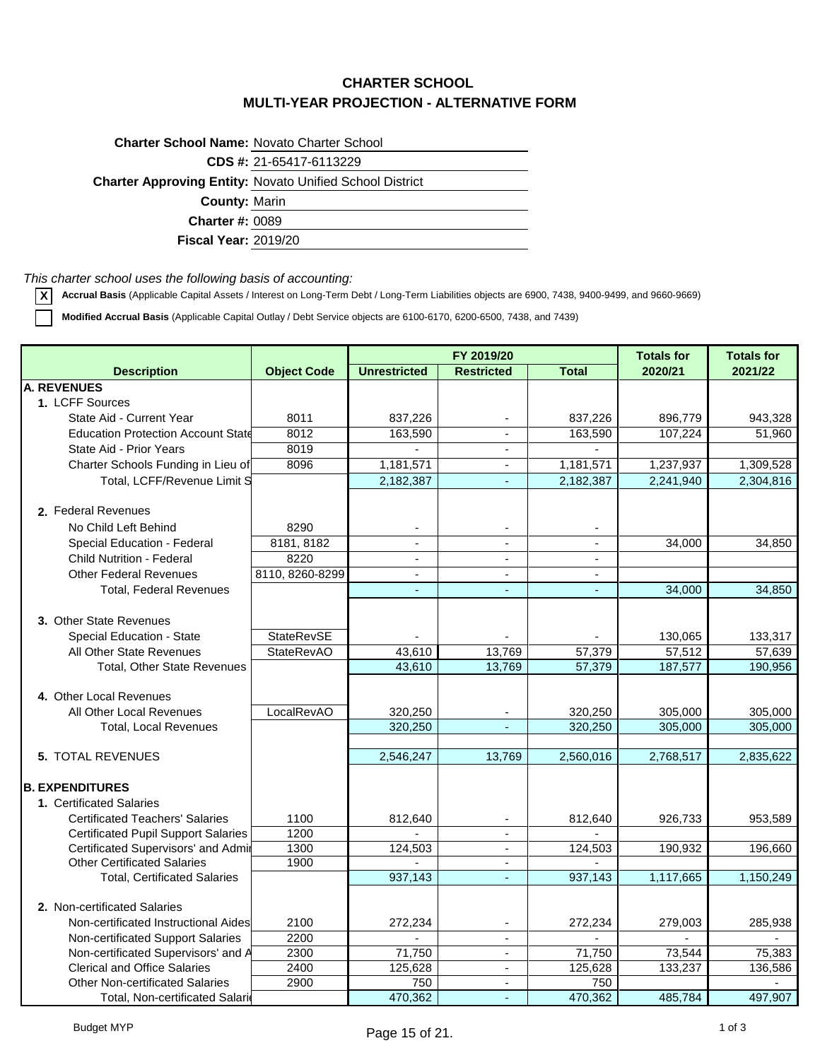# CHARTER SCHOOL
# MULTI-YEAR PROJECTION - ALTERNATIVE FORM

**Charter School Name:** Novato Charter School

**CDS #:** 21-65417-6113229

**Charter Approving Entity:** Novato Unified School District

**County:** Marin

**Charter #:** 0089

**Fiscal Year:** 2019/20

*This charter school uses the following basis of accounting:*

- [X] **Accrual Basis** (Applicable Capital Assets / Interest on Long-Term Debt / Long-Term Liabilities objects are 6900, 7438, 9400-9499, and 9660-9669)
- [ ] **Modified Accrual Basis** (Applicable Capital Outlay / Debt Service objects are 6100-6170, 6200-6500, 7438, and 7439)

| Description | Object Code | FY 2019/20 Unrestricted | FY 2019/20 Restricted | FY 2019/20 Total | Totals for 2020/21 | Totals for 2021/22 |
|---|---|---|---|---|---|---|
| **A. REVENUES** | | | | | | |
| 1. LCFF Sources | | | | | | |
| State Aid - Current Year | 8011 | 837,226 | - | 837,226 | 896,779 | 943,328 |
| Education Protection Account State | 8012 | 163,590 | - | 163,590 | 107,224 | 51,960 |
| State Aid - Prior Years | 8019 | - | - | - | | |
| Charter Schools Funding in Lieu of | 8096 | 1,181,571 | - | 1,181,571 | 1,237,937 | 1,309,528 |
| Total, LCFF/Revenue Limit S | | 2,182,387 | - | 2,182,387 | 2,241,940 | 2,304,816 |
| 2. Federal Revenues | | | | | | |
| No Child Left Behind | 8290 | - | - | - | | |
| Special Education - Federal | 8181, 8182 | - | - | - | 34,000 | 34,850 |
| Child Nutrition - Federal | 8220 | - | - | - | | |
| Other Federal Revenues | 8110, 8260-8299 | - | - | - | | |
| Total, Federal Revenues | | - | - | - | 34,000 | 34,850 |
| 3. Other State Revenues | | | | | | |
| Special Education - State | StateRevSE | - | - | - | 130,065 | 133,317 |
| All Other State Revenues | StateRevAO | 43,610 | 13,769 | 57,379 | 57,512 | 57,639 |
| Total, Other State Revenues | | 43,610 | 13,769 | 57,379 | 187,577 | 190,956 |
| 4. Other Local Revenues | | | | | | |
| All Other Local Revenues | LocalRevAO | 320,250 | - | 320,250 | 305,000 | 305,000 |
| Total, Local Revenues | | 320,250 | - | 320,250 | 305,000 | 305,000 |
| 5. TOTAL REVENUES | | 2,546,247 | 13,769 | 2,560,016 | 2,768,517 | 2,835,622 |
| **B. EXPENDITURES** | | | | | | |
| 1. Certificated Salaries | | | | | | |
| Certificated Teachers' Salaries | 1100 | 812,640 | - | 812,640 | 926,733 | 953,589 |
| Certificated Pupil Support Salaries | 1200 | - | - | - | | |
| Certificated Supervisors' and Admi | 1300 | 124,503 | - | 124,503 | 190,932 | 196,660 |
| Other Certificated Salaries | 1900 | - | - | - | | |
| Total, Certificated Salaries | | 937,143 | - | 937,143 | 1,117,665 | 1,150,249 |
| 2. Non-certificated Salaries | | | | | | |
| Non-certificated Instructional Aides | 2100 | 272,234 | - | 272,234 | 279,003 | 285,938 |
| Non-certificated Support Salaries | 2200 | - | - | - | - | - |
| Non-certificated Supervisors' and A | 2300 | 71,750 | - | 71,750 | 73,544 | 75,383 |
| Clerical and Office Salaries | 2400 | 125,628 | - | 125,628 | 133,237 | 136,586 |
| Other Non-certificated Salaries | 2900 | 750 | - | 750 | | - |
| Total, Non-certificated Salari | | 470,362 | - | 470,362 | 485,784 | 497,907 |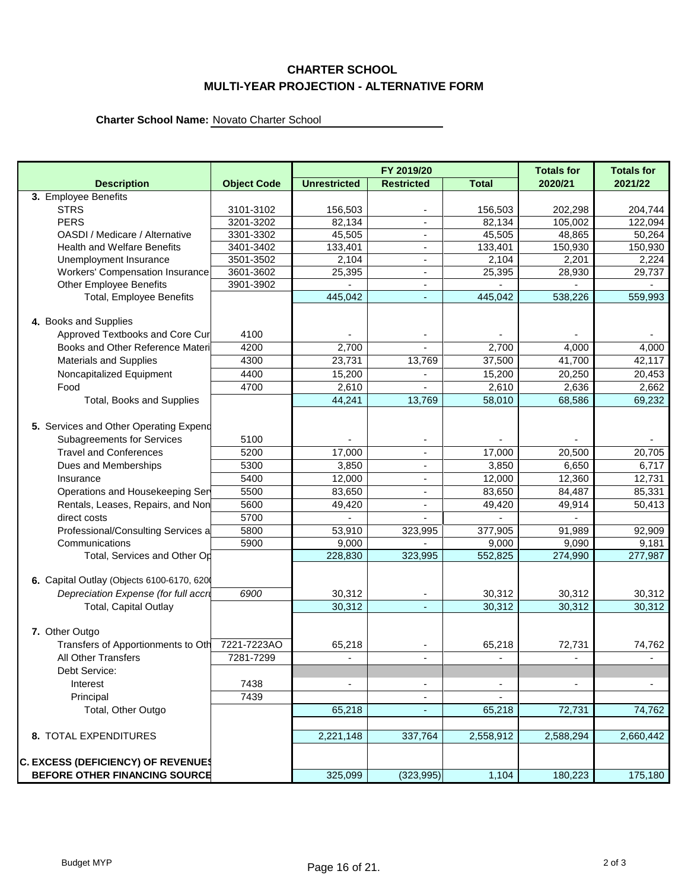# CHARTER SCHOOL
## MULTI-YEAR PROJECTION - ALTERNATIVE FORM

**Charter School Name:** Novato Charter School

| Description | Object Code | FY 2019/20 | | | Totals for | Totals for |
|---|---|---|---|---|---|---|
| | | Unrestricted | Restricted | Total | 2020/21 | 2021/22 |
| **3.** Employee Benefits | | | | | | |
| STRS | 3101-3102 | 156,503 | - | 156,503 | 202,298 | 204,744 |
| PERS | 3201-3202 | 82,134 | - | 82,134 | 105,002 | 122,094 |
| OASDI / Medicare / Alternative | 3301-3302 | 45,505 | - | 45,505 | 48,865 | 50,264 |
| Health and Welfare Benefits | 3401-3402 | 133,401 | - | 133,401 | 150,930 | 150,930 |
| Unemployment Insurance | 3501-3502 | 2,104 | - | 2,104 | 2,201 | 2,224 |
| Workers' Compensation Insurance | 3601-3602 | 25,395 | - | 25,395 | 28,930 | 29,737 |
| Other Employee Benefits | 3901-3902 | - | - | - | - | - |
| Total, Employee Benefits | | 445,042 | - | 445,042 | 538,226 | 559,993 |
| **4.** Books and Supplies | | | | | | |
| Approved Textbooks and Core Cur | 4100 | - | - | - | - | - |
| Books and Other Reference Materi | 4200 | 2,700 | - | 2,700 | 4,000 | 4,000 |
| Materials and Supplies | 4300 | 23,731 | 13,769 | 37,500 | 41,700 | 42,117 |
| Noncapitalized Equipment | 4400 | 15,200 | - | 15,200 | 20,250 | 20,453 |
| Food | 4700 | 2,610 | - | 2,610 | 2,636 | 2,662 |
| Total, Books and Supplies | | 44,241 | 13,769 | 58,010 | 68,586 | 69,232 |
| **5.** Services and Other Operating Expend | | | | | | |
| Subagreements for Services | 5100 | - | - | - | - | - |
| Travel and Conferences | 5200 | 17,000 | - | 17,000 | 20,500 | 20,705 |
| Dues and Memberships | 5300 | 3,850 | - | 3,850 | 6,650 | 6,717 |
| Insurance | 5400 | 12,000 | - | 12,000 | 12,360 | 12,731 |
| Operations and Housekeeping Ser | 5500 | 83,650 | - | 83,650 | 84,487 | 85,331 |
| Rentals, Leases, Repairs, and Non | 5600 | 49,420 | - | 49,420 | 49,914 | 50,413 |
| direct costs | 5700 | - | - | - | - | |
| Professional/Consulting Services a | 5800 | 53,910 | 323,995 | 377,905 | 91,989 | 92,909 |
| Communications | 5900 | 9,000 | - | 9,000 | 9,090 | 9,181 |
| Total, Services and Other Op | | 228,830 | 323,995 | 552,825 | 274,990 | 277,987 |
| **6.** Capital Outlay (Objects 6100-6170, 620 | | | | | | |
| *Depreciation Expense (for full accr* | *6900* | 30,312 | - | 30,312 | 30,312 | 30,312 |
| Total, Capital Outlay | | 30,312 | - | 30,312 | 30,312 | 30,312 |
| **7.** Other Outgo | | | | | | |
| Transfers of Apportionments to Oth | 7221-7223AO | 65,218 | - | 65,218 | 72,731 | 74,762 |
| All Other Transfers | 7281-7299 | - | - | - | - | - |
| Debt Service: | | | | | | |
| Interest | 7438 | - | - | - | - | - |
| Principal | 7439 | | - | - | | |
| Total, Other Outgo | | 65,218 | - | 65,218 | 72,731 | 74,762 |
| **8.** TOTAL EXPENDITURES | | 2,221,148 | 337,764 | 2,558,912 | 2,588,294 | 2,660,442 |
| **C. EXCESS (DEFICIENCY) OF REVENUES BEFORE OTHER FINANCING SOURCE** | | 325,099 | (323,995) | 1,104 | 180,223 | 175,180 |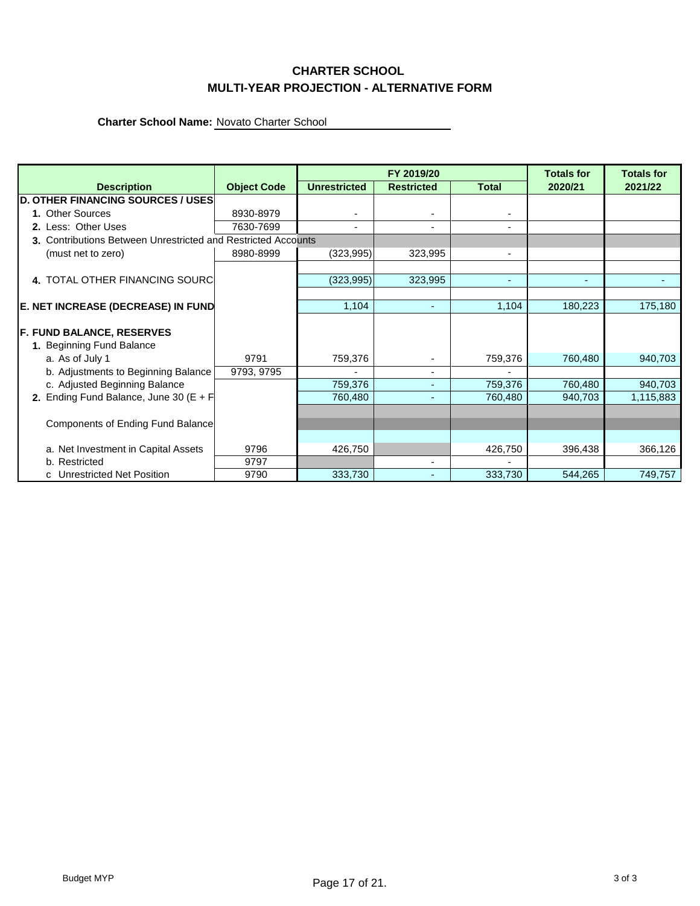# CHARTER SCHOOL
## MULTI-YEAR PROJECTION - ALTERNATIVE FORM

**Charter School Name:** Novato Charter School

| Description | Object Code | FY 2019/20 Unrestricted | FY 2019/20 Restricted | FY 2019/20 Total | Totals for 2020/21 | Totals for 2021/22 |
|---|---|---|---|---|---|---|
| **D. OTHER FINANCING SOURCES / USES** | | | | | | |
| **1.** Other Sources | 8930-8979 | - | - | - | | |
| **2.** Less: Other Uses | 7630-7699 | - | - | - | | |
| **3.** Contributions Between Unrestricted and Restricted Accounts | | | | | | |
| (must net to zero) | 8980-8999 | (323,995) | 323,995 | - | | |
| **4.** TOTAL OTHER FINANCING SOURC | | (323,995) | 323,995 | - | - | - |
| **E. NET INCREASE (DECREASE) IN FUND** | | 1,104 | - | 1,104 | 180,223 | 175,180 |
| **F. FUND BALANCE, RESERVES** | | | | | | |
| **1.** Beginning Fund Balance | | | | | | |
| a. As of July 1 | 9791 | 759,376 | - | 759,376 | 760,480 | 940,703 |
| b. Adjustments to Beginning Balance | 9793, 9795 | - | - | - | | |
| c. Adjusted Beginning Balance | | 759,376 | - | 759,376 | 760,480 | 940,703 |
| **2.** Ending Fund Balance, June 30 (E + F | | 760,480 | - | 760,480 | 940,703 | 1,115,883 |
| Components of Ending Fund Balance | | | | | | |
| a. Net Investment in Capital Assets | 9796 | 426,750 | | 426,750 | 396,438 | 366,126 |
| b. Restricted | 9797 | | - | - | | |
| c Unrestricted Net Position | 9790 | 333,730 | - | 333,730 | 544,265 | 749,757 |

Budget MYP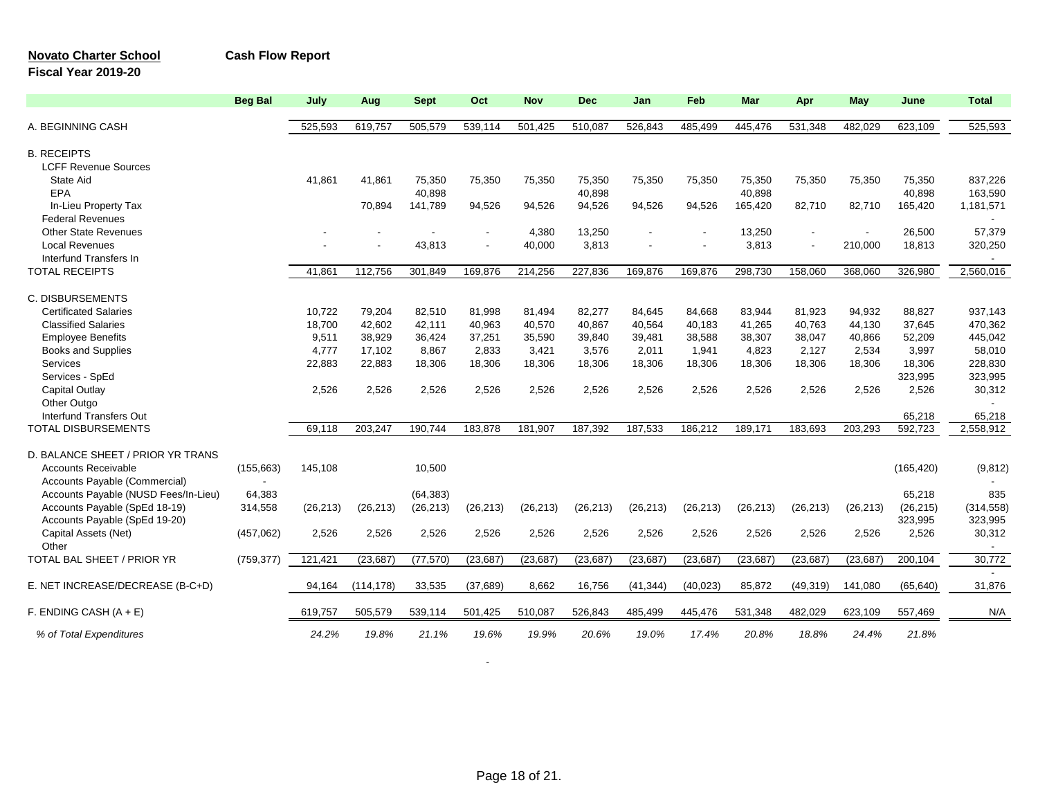**Novato Charter School** **Cash Flow Report**

**Fiscal Year 2019-20**

| | Beg Bal | July | Aug | Sept | Oct | Nov | Dec | Jan | Feb | Mar | Apr | May | June | Total |
|---|---|---|---|---|---|---|---|---|---|---|---|---|---|---|
| A. BEGINNING CASH | | 525,593 | 619,757 | 505,579 | 539,114 | 501,425 | 510,087 | 526,843 | 485,499 | 445,476 | 531,348 | 482,029 | 623,109 | 525,593 |
| B. RECEIPTS | | | | | | | | | | | | | | |
| LCFF Revenue Sources | | | | | | | | | | | | | | |
| State Aid | | 41,861 | 41,861 | 75,350 | 75,350 | 75,350 | 75,350 | 75,350 | 75,350 | 75,350 | 75,350 | 75,350 | 75,350 | 837,226 |
| EPA | | | | 40,898 | | | 40,898 | | | 40,898 | | | 40,898 | 163,590 |
| In-Lieu Property Tax | | | 70,894 | 141,789 | 94,526 | 94,526 | 94,526 | 94,526 | 94,526 | 165,420 | 82,710 | 82,710 | 165,420 | 1,181,571 |
| Federal Revenues | | | | | | | | | | | | | | - |
| Other State Revenues | | - | - | - | - | 4,380 | 13,250 | - | - | 13,250 | - | - | 26,500 | 57,379 |
| Local Revenues | | - | - | 43,813 | - | 40,000 | 3,813 | - | - | 3,813 | - | 210,000 | 18,813 | 320,250 |
| Interfund Transfers In | | | | | | | | | | | | | | - |
| TOTAL RECEIPTS | | 41,861 | 112,756 | 301,849 | 169,876 | 214,256 | 227,836 | 169,876 | 169,876 | 298,730 | 158,060 | 368,060 | 326,980 | 2,560,016 |
| C. DISBURSEMENTS | | | | | | | | | | | | | | |
| Certificated Salaries | | 10,722 | 79,204 | 82,510 | 81,998 | 81,494 | 82,277 | 84,645 | 84,668 | 83,944 | 81,923 | 94,932 | 88,827 | 937,143 |
| Classified Salaries | | 18,700 | 42,602 | 42,111 | 40,963 | 40,570 | 40,867 | 40,564 | 40,183 | 41,265 | 40,763 | 44,130 | 37,645 | 470,362 |
| Employee Benefits | | 9,511 | 38,929 | 36,424 | 37,251 | 35,590 | 39,840 | 39,481 | 38,588 | 38,307 | 38,047 | 40,866 | 52,209 | 445,042 |
| Books and Supplies | | 4,777 | 17,102 | 8,867 | 2,833 | 3,421 | 3,576 | 2,011 | 1,941 | 4,823 | 2,127 | 2,534 | 3,997 | 58,010 |
| Services | | 22,883 | 22,883 | 18,306 | 18,306 | 18,306 | 18,306 | 18,306 | 18,306 | 18,306 | 18,306 | 18,306 | 18,306 | 228,830 |
| Services - SpEd | | | | | | | | | | | | | 323,995 | 323,995 |
| Capital Outlay | | 2,526 | 2,526 | 2,526 | 2,526 | 2,526 | 2,526 | 2,526 | 2,526 | 2,526 | 2,526 | 2,526 | 2,526 | 30,312 |
| Other Outgo | | | | | | | | | | | | | | - |
| Interfund Transfers Out | | | | | | | | | | | | | 65,218 | 65,218 |
| TOTAL DISBURSEMENTS | | 69,118 | 203,247 | 190,744 | 183,878 | 181,907 | 187,392 | 187,533 | 186,212 | 189,171 | 183,693 | 203,293 | 592,723 | 2,558,912 |
| D. BALANCE SHEET / PRIOR YR TRANS | | | | | | | | | | | | | | |
| Accounts Receivable | (155,663) | 145,108 | | 10,500 | | | | | | | | | (165,420) | (9,812) |
| Accounts Payable (Commercial) | - | | | | | | | | | | | | | - |
| Accounts Payable (NUSD Fees/In-Lieu) | 64,383 | | | (64,383) | | | | | | | | | 65,218 | 835 |
| Accounts Payable (SpEd 18-19) | 314,558 | (26,213) | (26,213) | (26,213) | (26,213) | (26,213) | (26,213) | (26,213) | (26,213) | (26,213) | (26,213) | (26,213) | (26,215) | (314,558) |
| Accounts Payable (SpEd 19-20) | | | | | | | | | | | | | 323,995 | 323,995 |
| Capital Assets (Net) | (457,062) | 2,526 | 2,526 | 2,526 | 2,526 | 2,526 | 2,526 | 2,526 | 2,526 | 2,526 | 2,526 | 2,526 | 2,526 | 30,312 |
| Other | | | | | | | | | | | | | | - |
| TOTAL BAL SHEET / PRIOR YR | (759,377) | 121,421 | (23,687) | (77,570) | (23,687) | (23,687) | (23,687) | (23,687) | (23,687) | (23,687) | (23,687) | (23,687) | 200,104 | 30,772 |
| E. NET INCREASE/DECREASE (B-C+D) | | 94,164 | (114,178) | 33,535 | (37,689) | 8,662 | 16,756 | (41,344) | (40,023) | 85,872 | (49,319) | 141,080 | (65,640) | 31,876 |
| F. ENDING CASH (A + E) | | 619,757 | 505,579 | 539,114 | 501,425 | 510,087 | 526,843 | 485,499 | 445,476 | 531,348 | 482,029 | 623,109 | 557,469 | N/A |
| *% of Total Expenditures* | | *24.2%* | *19.8%* | *21.1%* | *19.6%* | *19.9%* | *20.6%* | *19.0%* | *17.4%* | *20.8%* | *18.8%* | *24.4%* | *21.8%* | |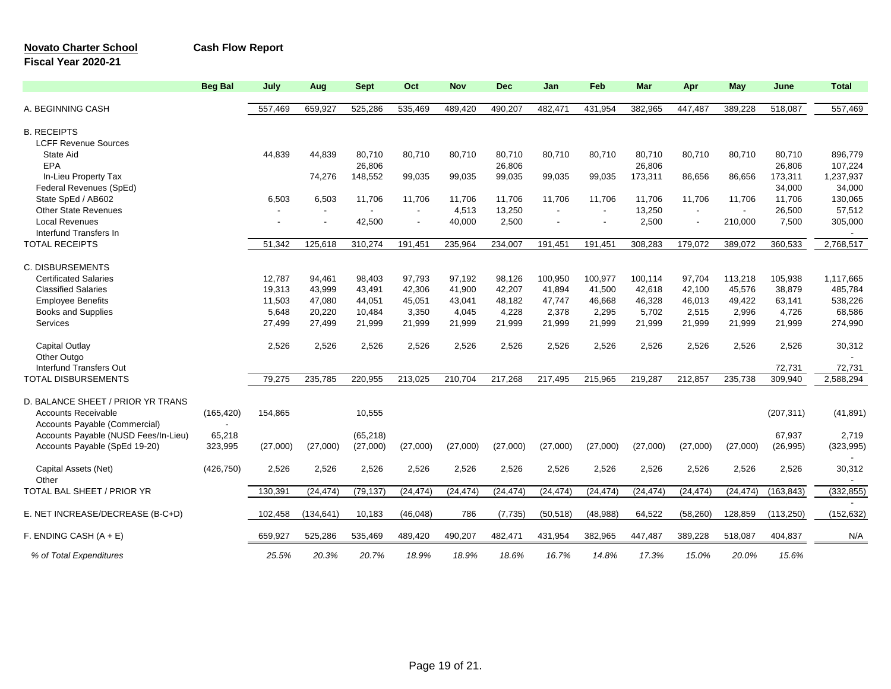**Novato Charter School** **Cash Flow Report**

**Fiscal Year 2020-21**

| | Beg Bal | July | Aug | Sept | Oct | Nov | Dec | Jan | Feb | Mar | Apr | May | June | Total |
|---|---|---|---|---|---|---|---|---|---|---|---|---|---|---|
| A. BEGINNING CASH | | 557,469 | 659,927 | 525,286 | 535,469 | 489,420 | 490,207 | 482,471 | 431,954 | 382,965 | 447,487 | 389,228 | 518,087 | 557,469 |
| B. RECEIPTS | | | | | | | | | | | | | | |
| LCFF Revenue Sources | | | | | | | | | | | | | | |
| State Aid | | 44,839 | 44,839 | 80,710 | 80,710 | 80,710 | 80,710 | 80,710 | 80,710 | 80,710 | 80,710 | 80,710 | 80,710 | 896,779 |
| EPA | | | | 26,806 | | | 26,806 | | | 26,806 | | | 26,806 | 107,224 |
| In-Lieu Property Tax | | | 74,276 | 148,552 | 99,035 | 99,035 | 99,035 | 99,035 | 99,035 | 173,311 | 86,656 | 86,656 | 173,311 | 1,237,937 |
| Federal Revenues (SpEd) | | | | | | | | | | | | | 34,000 | 34,000 |
| State SpEd / AB602 | | 6,503 | 6,503 | 11,706 | 11,706 | 11,706 | 11,706 | 11,706 | 11,706 | 11,706 | 11,706 | 11,706 | 11,706 | 130,065 |
| Other State Revenues | | - | - | - | - | 4,513 | 13,250 | - | - | 13,250 | - | - | 26,500 | 57,512 |
| Local Revenues | | - | - | 42,500 | - | 40,000 | 2,500 | - | - | 2,500 | - | 210,000 | 7,500 | 305,000 |
| Interfund Transfers In | | | | | | | | | | | | | | - |
| TOTAL RECEIPTS | | 51,342 | 125,618 | 310,274 | 191,451 | 235,964 | 234,007 | 191,451 | 191,451 | 308,283 | 179,072 | 389,072 | 360,533 | 2,768,517 |
| C. DISBURSEMENTS | | | | | | | | | | | | | | |
| Certificated Salaries | | 12,787 | 94,461 | 98,403 | 97,793 | 97,192 | 98,126 | 100,950 | 100,977 | 100,114 | 97,704 | 113,218 | 105,938 | 1,117,665 |
| Classified Salaries | | 19,313 | 43,999 | 43,491 | 42,306 | 41,900 | 42,207 | 41,894 | 41,500 | 42,618 | 42,100 | 45,576 | 38,879 | 485,784 |
| Employee Benefits | | 11,503 | 47,080 | 44,051 | 45,051 | 43,041 | 48,182 | 47,747 | 46,668 | 46,328 | 46,013 | 49,422 | 63,141 | 538,226 |
| Books and Supplies | | 5,648 | 20,220 | 10,484 | 3,350 | 4,045 | 4,228 | 2,378 | 2,295 | 5,702 | 2,515 | 2,996 | 4,726 | 68,586 |
| Services | | 27,499 | 27,499 | 21,999 | 21,999 | 21,999 | 21,999 | 21,999 | 21,999 | 21,999 | 21,999 | 21,999 | 21,999 | 274,990 |
| Capital Outlay | | 2,526 | 2,526 | 2,526 | 2,526 | 2,526 | 2,526 | 2,526 | 2,526 | 2,526 | 2,526 | 2,526 | 2,526 | 30,312 |
| Other Outgo | | | | | | | | | | | | | | - |
| Interfund Transfers Out | | | | | | | | | | | | | 72,731 | 72,731 |
| TOTAL DISBURSEMENTS | | 79,275 | 235,785 | 220,955 | 213,025 | 210,704 | 217,268 | 217,495 | 215,965 | 219,287 | 212,857 | 235,738 | 309,940 | 2,588,294 |
| D. BALANCE SHEET / PRIOR YR TRANS | | | | | | | | | | | | | | |
| Accounts Receivable | (165,420) | 154,865 | | 10,555 | | | | | | | | | (207,311) | (41,891) |
| Accounts Payable (Commercial) | - | | | | | | | | | | | | | |
| Accounts Payable (NUSD Fees/In-Lieu) | 65,218 | | | (65,218) | | | | | | | | | 67,937 | 2,719 |
| Accounts Payable (SpEd 19-20) | 323,995 | (27,000) | (27,000) | (27,000) | (27,000) | (27,000) | (27,000) | (27,000) | (27,000) | (27,000) | (27,000) | (27,000) | (26,995) | (323,995) |
| | | | | | | | | | | | | | | - |
| Capital Assets (Net) | (426,750) | 2,526 | 2,526 | 2,526 | 2,526 | 2,526 | 2,526 | 2,526 | 2,526 | 2,526 | 2,526 | 2,526 | 2,526 | 30,312 |
| Other | | | | | | | | | | | | | | - |
| TOTAL BAL SHEET / PRIOR YR | | 130,391 | (24,474) | (79,137) | (24,474) | (24,474) | (24,474) | (24,474) | (24,474) | (24,474) | (24,474) | (24,474) | (163,843) | (332,855) |
| | | | | | | | | | | | | | | - |
| E. NET INCREASE/DECREASE (B-C+D) | | 102,458 | (134,641) | 10,183 | (46,048) | 786 | (7,735) | (50,518) | (48,988) | 64,522 | (58,260) | 128,859 | (113,250) | (152,632) |
| F. ENDING CASH (A + E) | | 659,927 | 525,286 | 535,469 | 489,420 | 490,207 | 482,471 | 431,954 | 382,965 | 447,487 | 389,228 | 518,087 | 404,837 | N/A |
| *% of Total Expenditures* | | *25.5%* | *20.3%* | *20.7%* | *18.9%* | *18.9%* | *18.6%* | *16.7%* | *14.8%* | *17.3%* | *15.0%* | *20.0%* | *15.6%* | |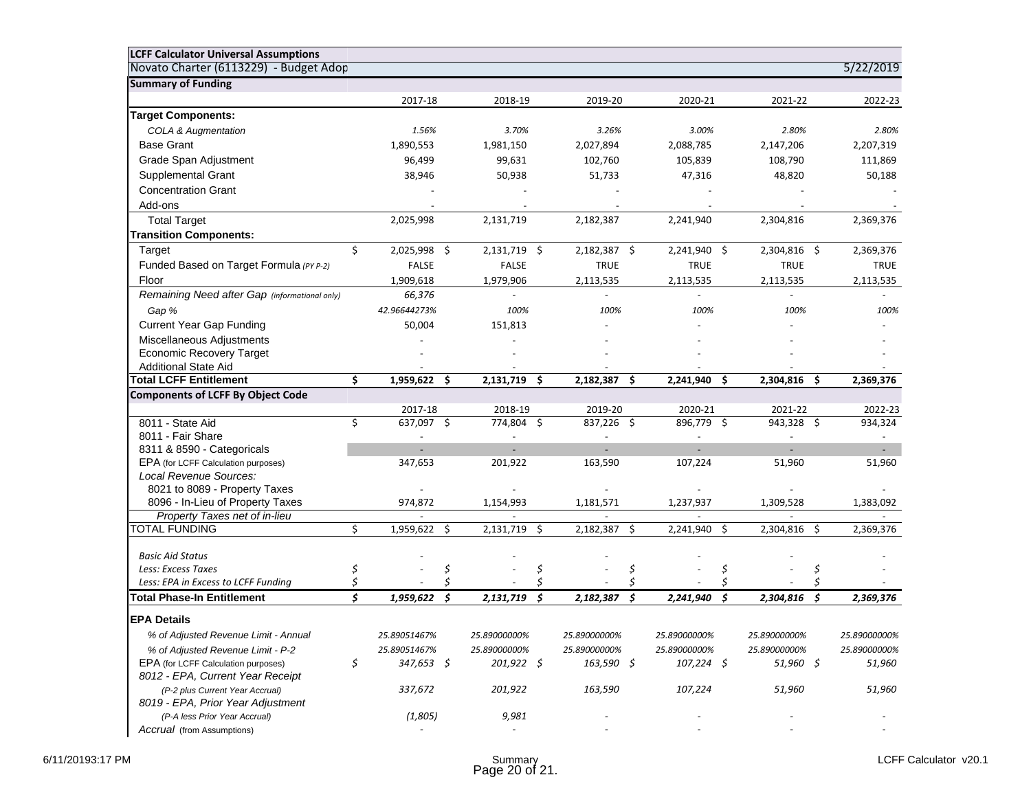**LCFF Calculator Universal Assumptions**

Novato Charter (6113229) - Budget Adop | 5/22/2019

**Summary of Funding**

| | 2017-18 | 2018-19 | 2019-20 | 2020-21 | 2021-22 | 2022-23 |
|---|---|---|---|---|---|---|
| **Target Components:** | | | | | | |
| *COLA & Augmentation* | *1.56%* | *3.70%* | *3.26%* | *3.00%* | *2.80%* | *2.80%* |
| Base Grant | 1,890,553 | 1,981,150 | 2,027,894 | 2,088,785 | 2,147,206 | 2,207,319 |
| Grade Span Adjustment | 96,499 | 99,631 | 102,760 | 105,839 | 108,790 | 111,869 |
| Supplemental Grant | 38,946 | 50,938 | 51,733 | 47,316 | 48,820 | 50,188 |
| Concentration Grant | - | - | - | - | - | - |
| Add-ons | - | - | - | - | - | - |
| Total Target | 2,025,998 | 2,131,719 | 2,182,387 | 2,241,940 | 2,304,816 | 2,369,376 |
| **Transition Components:** | | | | | | |
| Target | $ 2,025,998 | $ 2,131,719 | $ 2,182,387 | $ 2,241,940 | $ 2,304,816 | $ 2,369,376 |
| Funded Based on Target Formula *(PY P-2)* | FALSE | FALSE | TRUE | TRUE | TRUE | TRUE |
| Floor | 1,909,618 | 1,979,906 | 2,113,535 | 2,113,535 | 2,113,535 | 2,113,535 |
| *Remaining Need after Gap (informational only)* | *66,376* | - | - | - | - | - |
| *Gap %* | *42.96644273%* | *100%* | *100%* | *100%* | *100%* | *100%* |
| Current Year Gap Funding | 50,004 | 151,813 | - | - | - | - |
| Miscellaneous Adjustments | - | - | - | - | - | - |
| Economic Recovery Target | - | - | - | - | - | - |
| Additional State Aid | - | - | - | - | - | - |
| **Total LCFF Entitlement** | **$ 1,959,622** | **$ 2,131,719** | **$ 2,182,387** | **$ 2,241,940** | **$ 2,304,816** | **$ 2,369,376** |

**Components of LCFF By Object Code**

| | 2017-18 | 2018-19 | 2019-20 | 2020-21 | 2021-22 | 2022-23 |
|---|---|---|---|---|---|---|
| 8011 - State Aid | $ 637,097 | $ 774,804 | $ 837,226 | $ 896,779 | $ 943,328 | $ 934,324 |
| 8011 - Fair Share | - | - | - | - | - | - |
| 8311 & 8590 - Categoricals | - | - | - | - | - | - |
| EPA (for LCFF Calculation purposes) | 347,653 | 201,922 | 163,590 | 107,224 | 51,960 | 51,960 |
| *Local Revenue Sources:* | | | | | | |
| 8021 to 8089 - Property Taxes | - | - | - | - | - | - |
| 8096 - In-Lieu of Property Taxes | 974,872 | 1,154,993 | 1,181,571 | 1,237,937 | 1,309,528 | 1,383,092 |
| *Property Taxes net of in-lieu* | - | - | - | - | - | - |
| TOTAL FUNDING | $ 1,959,622 | $ 2,131,719 | $ 2,182,387 | $ 2,241,940 | $ 2,304,816 | $ 2,369,376 |
| *Basic Aid Status* | - | - | - | - | - | - |
| *Less: Excess Taxes* | $ - | $ - | $ - | $ - | $ - | $ - |
| *Less: EPA in Excess to LCFF Funding* | $ - | $ - | $ - | $ - | $ - | $ - |
| **Total Phase-In Entitlement** | ***$ 1,959,622*** | ***$ 2,131,719*** | ***$ 2,182,387*** | ***$ 2,241,940*** | ***$ 2,304,816*** | ***$ 2,369,376*** |

**EPA Details**

| | 2017-18 | 2018-19 | 2019-20 | 2020-21 | 2021-22 | 2022-23 |
|---|---|---|---|---|---|---|
| *% of Adjusted Revenue Limit - Annual* | *25.89051467%* | *25.89000000%* | *25.89000000%* | *25.89000000%* | *25.89000000%* | *25.89000000%* |
| *% of Adjusted Revenue Limit - P-2* | *25.89051467%* | *25.89000000%* | *25.89000000%* | *25.89000000%* | *25.89000000%* | *25.89000000%* |
| EPA (for LCFF Calculation purposes) | *$ 347,653* | *$ 201,922* | *$ 163,590* | *$ 107,224* | *$ 51,960* | *$ 51,960* |
| *8012 - EPA, Current Year Receipt (P-2 plus Current Year Accrual)* | *337,672* | *201,922* | *163,590* | *107,224* | *51,960* | *51,960* |
| *8019 - EPA, Prior Year Adjustment (P-A less Prior Year Accrual)* | *(1,805)* | *9,981* | - | - | - | - |
| *Accrual* (from Assumptions) | - | - | - | - | - | - |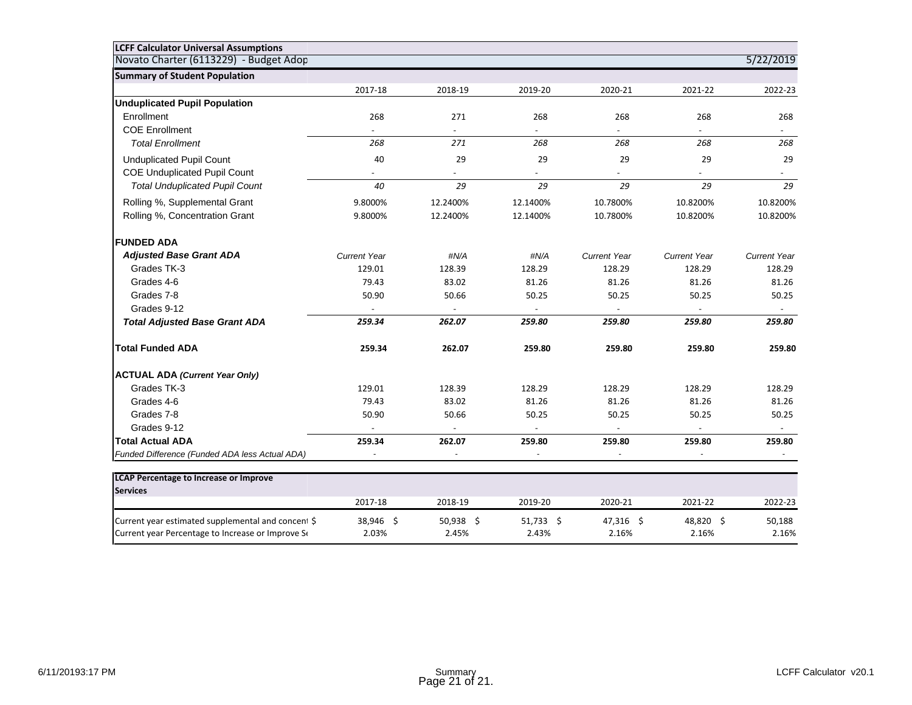**LCFF Calculator Universal Assumptions**

Novato Charter (6113229) - Budget Adop | 5/22/2019

**Summary of Student Population**

| | 2017-18 | 2018-19 | 2019-20 | 2020-21 | 2021-22 | 2022-23 |
|---|---|---|---|---|---|---|
| **Unduplicated Pupil Population** | | | | | | |
| Enrollment | 268 | 271 | 268 | 268 | 268 | 268 |
| COE Enrollment | - | - | - | - | - | - |
| *Total Enrollment* | *268* | *271* | *268* | *268* | *268* | *268* |
| Unduplicated Pupil Count | 40 | 29 | 29 | 29 | 29 | 29 |
| COE Unduplicated Pupil Count | - | - | - | - | - | - |
| *Total Unduplicated Pupil Count* | *40* | *29* | *29* | *29* | *29* | *29* |
| Rolling %, Supplemental Grant | 9.8000% | 12.2400% | 12.1400% | 10.7800% | 10.8200% | 10.8200% |
| Rolling %, Concentration Grant | 9.8000% | 12.2400% | 12.1400% | 10.7800% | 10.8200% | 10.8200% |
| **FUNDED ADA** | | | | | | |
| ***Adjusted Base Grant ADA*** | *Current Year* | *#N/A* | *#N/A* | *Current Year* | *Current Year* | *Current Year* |
| Grades TK-3 | 129.01 | 128.39 | 128.29 | 128.29 | 128.29 | 128.29 |
| Grades 4-6 | 79.43 | 83.02 | 81.26 | 81.26 | 81.26 | 81.26 |
| Grades 7-8 | 50.90 | 50.66 | 50.25 | 50.25 | 50.25 | 50.25 |
| Grades 9-12 | - | - | - | - | - | - |
| ***Total Adjusted Base Grant ADA*** | ***259.34*** | ***262.07*** | ***259.80*** | ***259.80*** | ***259.80*** | ***259.80*** |
| **Total Funded ADA** | **259.34** | **262.07** | **259.80** | **259.80** | **259.80** | **259.80** |
| **ACTUAL ADA** ***(Current Year Only)*** | | | | | | |
| Grades TK-3 | 129.01 | 128.39 | 128.29 | 128.29 | 128.29 | 128.29 |
| Grades 4-6 | 79.43 | 83.02 | 81.26 | 81.26 | 81.26 | 81.26 |
| Grades 7-8 | 50.90 | 50.66 | 50.25 | 50.25 | 50.25 | 50.25 |
| Grades 9-12 | - | - | - | - | - | - |
| **Total Actual ADA** | **259.34** | **262.07** | **259.80** | **259.80** | **259.80** | **259.80** |
| *Funded Difference (Funded ADA less Actual ADA)* | - | - | - | - | - | - |

**LCAP Percentage to Increase or Improve Services**

| | 2017-18 | 2018-19 | 2019-20 | 2020-21 | 2021-22 | 2022-23 |
|---|---|---|---|---|---|---|
| Current year estimated supplemental and concent | $ 38,946 | $ 50,938 | $ 51,733 | $ 47,316 | $ 48,820 | $ 50,188 |
| Current year Percentage to Increase or Improve Se | 2.03% | 2.45% | 2.43% | 2.16% | 2.16% | 2.16% |